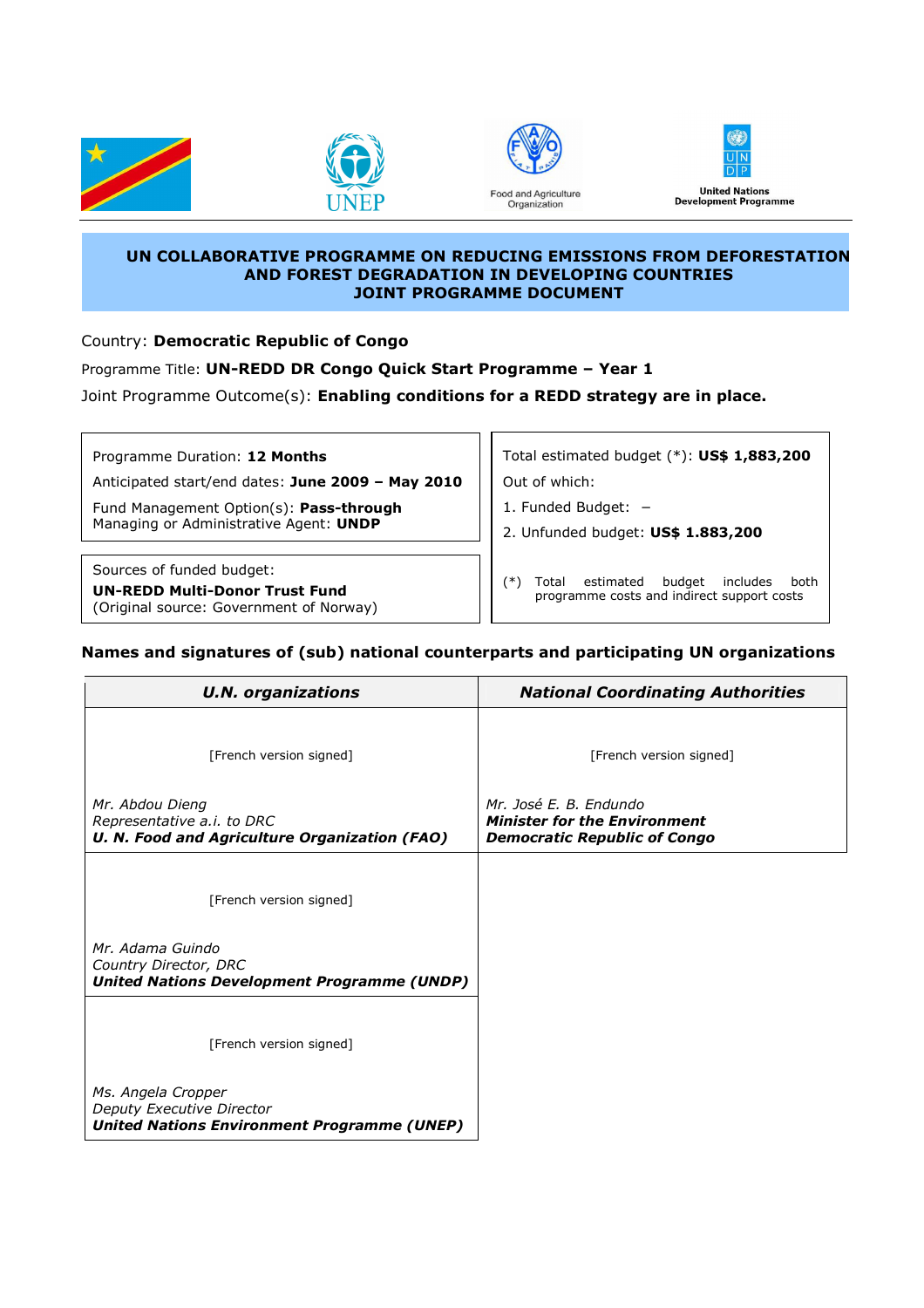Food and Agriculture Organization

United Nations Development Programme

# UN COLLABORATIVE PROGRAMME ON REDUCING EMISSIONS FROM DEFORESTATION AND FOREST DEGRADATION IN DEVELOPING COUNTRIES
## JOINT PROGRAMME DOCUMENT

Country: **Democratic Republic of Congo**

Programme Title: **UN-REDD DR Congo Quick Start Programme – Year 1**

Joint Programme Outcome(s): **Enabling conditions for a REDD strategy are in place.**

Programme Duration: **12 Months**

Anticipated start/end dates: **June 2009 – May 2010**

Fund Management Option(s): **Pass-through**
Managing or Administrative Agent: **UNDP**

Sources of funded budget:
**UN-REDD Multi-Donor Trust Fund**
(Original source: Government of Norway)

Total estimated budget (*): **US$ 1,883,200**

Out of which:

1. Funded Budget: –
2. Unfunded budget: **US$ 1.883,200**

(*) Total estimated budget includes both programme costs and indirect support costs

**Names and signatures of (sub) national counterparts and participating UN organizations**

| ***U.N. organizations*** | ***National Coordinating Authorities*** |
|---|---|
| [French version signed]<br><br>*Mr. Abdou Dieng*<br>*Representative a.i. to DRC*<br>***U. N. Food and Agriculture Organization (FAO)*** | [French version signed]<br><br>*Mr. José E. B. Endundo*<br>***Minister for the Environment***<br>***Democratic Republic of Congo*** |
| [French version signed]<br><br>*Mr. Adama Guindo*<br>*Country Director, DRC*<br>***United Nations Development Programme (UNDP)*** | |
| [French version signed]<br><br>*Ms. Angela Cropper*<br>*Deputy Executive Director*<br>***United Nations Environment Programme (UNEP)*** | |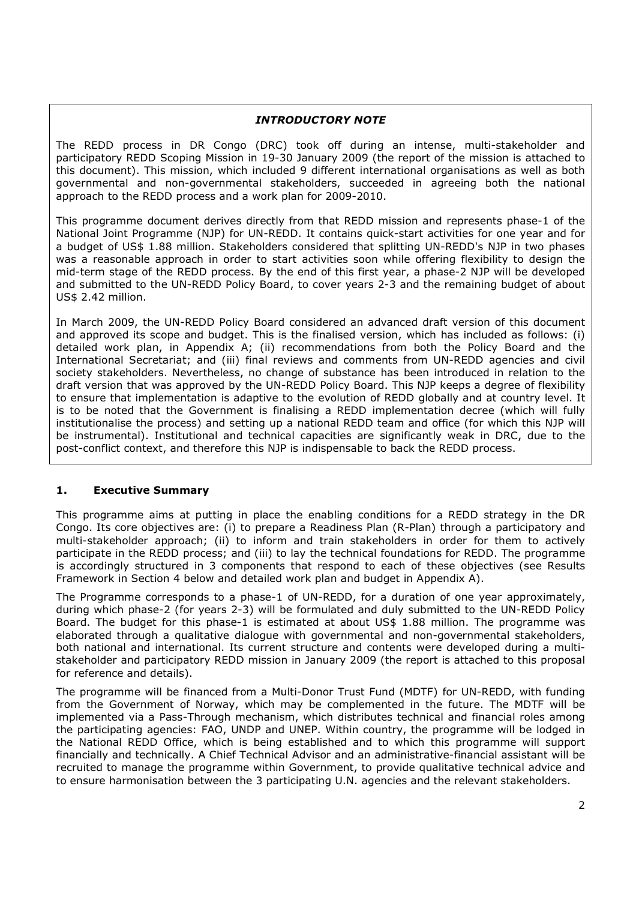***INTRODUCTORY NOTE***

The REDD process in DR Congo (DRC) took off during an intense, multi-stakeholder and participatory REDD Scoping Mission in 19-30 January 2009 (the report of the mission is attached to this document). This mission, which included 9 different international organisations as well as both governmental and non-governmental stakeholders, succeeded in agreeing both the national approach to the REDD process and a work plan for 2009-2010.

This programme document derives directly from that REDD mission and represents phase-1 of the National Joint Programme (NJP) for UN-REDD. It contains quick-start activities for one year and for a budget of US$ 1.88 million. Stakeholders considered that splitting UN-REDD's NJP in two phases was a reasonable approach in order to start activities soon while offering flexibility to design the mid-term stage of the REDD process. By the end of this first year, a phase-2 NJP will be developed and submitted to the UN-REDD Policy Board, to cover years 2-3 and the remaining budget of about US$ 2.42 million.

In March 2009, the UN-REDD Policy Board considered an advanced draft version of this document and approved its scope and budget. This is the finalised version, which has included as follows: (i) detailed work plan, in Appendix A; (ii) recommendations from both the Policy Board and the International Secretariat; and (iii) final reviews and comments from UN-REDD agencies and civil society stakeholders. Nevertheless, no change of substance has been introduced in relation to the draft version that was approved by the UN-REDD Policy Board. This NJP keeps a degree of flexibility to ensure that implementation is adaptive to the evolution of REDD globally and at country level. It is to be noted that the Government is finalising a REDD implementation decree (which will fully institutionalise the process) and setting up a national REDD team and office (for which this NJP will be instrumental). Institutional and technical capacities are significantly weak in DRC, due to the post-conflict context, and therefore this NJP is indispensable to back the REDD process.

## 1. Executive Summary

This programme aims at putting in place the enabling conditions for a REDD strategy in the DR Congo. Its core objectives are: (i) to prepare a Readiness Plan (R-Plan) through a participatory and multi-stakeholder approach; (ii) to inform and train stakeholders in order for them to actively participate in the REDD process; and (iii) to lay the technical foundations for REDD. The programme is accordingly structured in 3 components that respond to each of these objectives (see Results Framework in Section 4 below and detailed work plan and budget in Appendix A).

The Programme corresponds to a phase-1 of UN-REDD, for a duration of one year approximately, during which phase-2 (for years 2-3) will be formulated and duly submitted to the UN-REDD Policy Board. The budget for this phase-1 is estimated at about US$ 1.88 million. The programme was elaborated through a qualitative dialogue with governmental and non-governmental stakeholders, both national and international. Its current structure and contents were developed during a multi-stakeholder and participatory REDD mission in January 2009 (the report is attached to this proposal for reference and details).

The programme will be financed from a Multi-Donor Trust Fund (MDTF) for UN-REDD, with funding from the Government of Norway, which may be complemented in the future. The MDTF will be implemented via a Pass-Through mechanism, which distributes technical and financial roles among the participating agencies: FAO, UNDP and UNEP. Within country, the programme will be lodged in the National REDD Office, which is being established and to which this programme will support financially and technically. A Chief Technical Advisor and an administrative-financial assistant will be recruited to manage the programme within Government, to provide qualitative technical advice and to ensure harmonisation between the 3 participating U.N. agencies and the relevant stakeholders.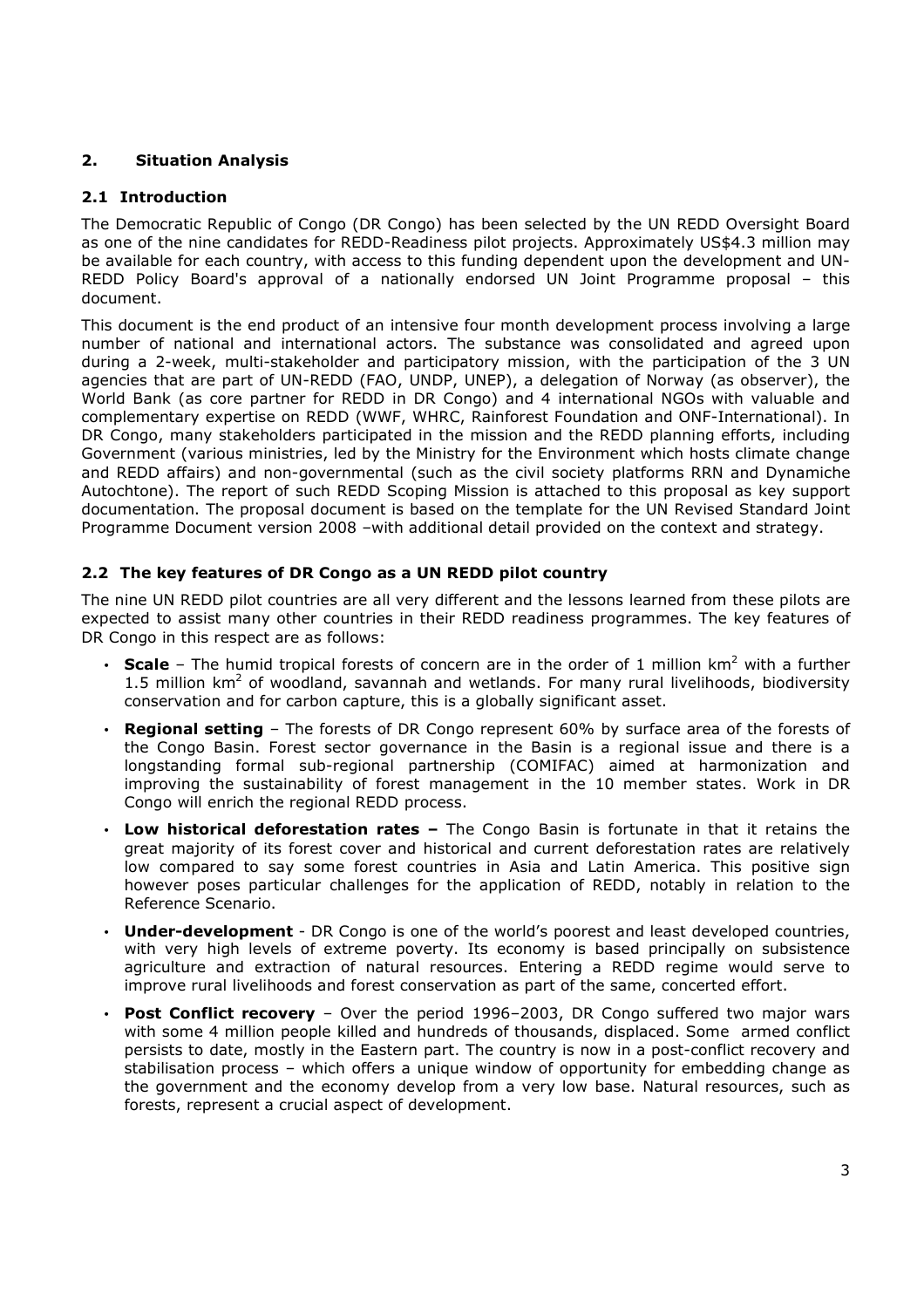## 2. Situation Analysis

### 2.1 Introduction

The Democratic Republic of Congo (DR Congo) has been selected by the UN REDD Oversight Board as one of the nine candidates for REDD-Readiness pilot projects. Approximately US$4.3 million may be available for each country, with access to this funding dependent upon the development and UN-REDD Policy Board's approval of a nationally endorsed UN Joint Programme proposal – this document.

This document is the end product of an intensive four month development process involving a large number of national and international actors. The substance was consolidated and agreed upon during a 2-week, multi-stakeholder and participatory mission, with the participation of the 3 UN agencies that are part of UN-REDD (FAO, UNDP, UNEP), a delegation of Norway (as observer), the World Bank (as core partner for REDD in DR Congo) and 4 international NGOs with valuable and complementary expertise on REDD (WWF, WHRC, Rainforest Foundation and ONF-International). In DR Congo, many stakeholders participated in the mission and the REDD planning efforts, including Government (various ministries, led by the Ministry for the Environment which hosts climate change and REDD affairs) and non-governmental (such as the civil society platforms RRN and Dynamiche Autochtone). The report of such REDD Scoping Mission is attached to this proposal as key support documentation. The proposal document is based on the template for the UN Revised Standard Joint Programme Document version 2008 –with additional detail provided on the context and strategy.

### 2.2 The key features of DR Congo as a UN REDD pilot country

The nine UN REDD pilot countries are all very different and the lessons learned from these pilots are expected to assist many other countries in their REDD readiness programmes. The key features of DR Congo in this respect are as follows:

- **Scale** – The humid tropical forests of concern are in the order of 1 million km$^2$ with a further 1.5 million km$^2$ of woodland, savannah and wetlands. For many rural livelihoods, biodiversity conservation and for carbon capture, this is a globally significant asset.
- **Regional setting** – The forests of DR Congo represent 60% by surface area of the forests of the Congo Basin. Forest sector governance in the Basin is a regional issue and there is a longstanding formal sub-regional partnership (COMIFAC) aimed at harmonization and improving the sustainability of forest management in the 10 member states. Work in DR Congo will enrich the regional REDD process.
- **Low historical deforestation rates –** The Congo Basin is fortunate in that it retains the great majority of its forest cover and historical and current deforestation rates are relatively low compared to say some forest countries in Asia and Latin America. This positive sign however poses particular challenges for the application of REDD, notably in relation to the Reference Scenario.
- **Under-development** - DR Congo is one of the world's poorest and least developed countries, with very high levels of extreme poverty. Its economy is based principally on subsistence agriculture and extraction of natural resources. Entering a REDD regime would serve to improve rural livelihoods and forest conservation as part of the same, concerted effort.
- **Post Conflict recovery** – Over the period 1996–2003, DR Congo suffered two major wars with some 4 million people killed and hundreds of thousands, displaced. Some armed conflict persists to date, mostly in the Eastern part. The country is now in a post-conflict recovery and stabilisation process – which offers a unique window of opportunity for embedding change as the government and the economy develop from a very low base. Natural resources, such as forests, represent a crucial aspect of development.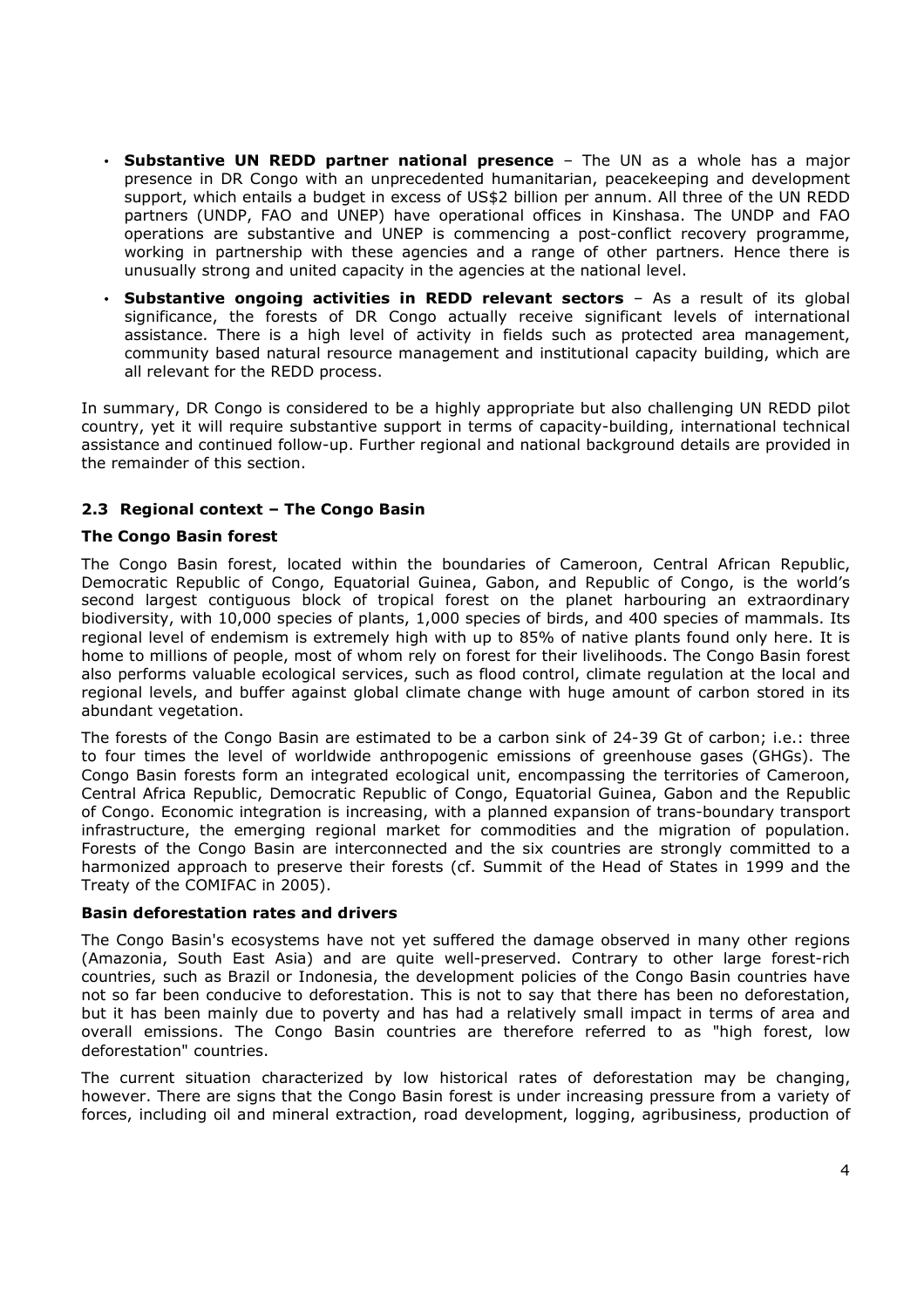- **Substantive UN REDD partner national presence** – The UN as a whole has a major presence in DR Congo with an unprecedented humanitarian, peacekeeping and development support, which entails a budget in excess of US$2 billion per annum. All three of the UN REDD partners (UNDP, FAO and UNEP) have operational offices in Kinshasa. The UNDP and FAO operations are substantive and UNEP is commencing a post-conflict recovery programme, working in partnership with these agencies and a range of other partners. Hence there is unusually strong and united capacity in the agencies at the national level.
- **Substantive ongoing activities in REDD relevant sectors** – As a result of its global significance, the forests of DR Congo actually receive significant levels of international assistance. There is a high level of activity in fields such as protected area management, community based natural resource management and institutional capacity building, which are all relevant for the REDD process.

In summary, DR Congo is considered to be a highly appropriate but also challenging UN REDD pilot country, yet it will require substantive support in terms of capacity-building, international technical assistance and continued follow-up. Further regional and national background details are provided in the remainder of this section.

### 2.3 Regional context – The Congo Basin

**The Congo Basin forest**

The Congo Basin forest, located within the boundaries of Cameroon, Central African Republic, Democratic Republic of Congo, Equatorial Guinea, Gabon, and Republic of Congo, is the world's second largest contiguous block of tropical forest on the planet harbouring an extraordinary biodiversity, with 10,000 species of plants, 1,000 species of birds, and 400 species of mammals. Its regional level of endemism is extremely high with up to 85% of native plants found only here. It is home to millions of people, most of whom rely on forest for their livelihoods. The Congo Basin forest also performs valuable ecological services, such as flood control, climate regulation at the local and regional levels, and buffer against global climate change with huge amount of carbon stored in its abundant vegetation.

The forests of the Congo Basin are estimated to be a carbon sink of 24-39 Gt of carbon; i.e.: three to four times the level of worldwide anthropogenic emissions of greenhouse gases (GHGs). The Congo Basin forests form an integrated ecological unit, encompassing the territories of Cameroon, Central Africa Republic, Democratic Republic of Congo, Equatorial Guinea, Gabon and the Republic of Congo. Economic integration is increasing, with a planned expansion of trans-boundary transport infrastructure, the emerging regional market for commodities and the migration of population. Forests of the Congo Basin are interconnected and the six countries are strongly committed to a harmonized approach to preserve their forests (cf. Summit of the Head of States in 1999 and the Treaty of the COMIFAC in 2005).

**Basin deforestation rates and drivers**

The Congo Basin's ecosystems have not yet suffered the damage observed in many other regions (Amazonia, South East Asia) and are quite well-preserved. Contrary to other large forest-rich countries, such as Brazil or Indonesia, the development policies of the Congo Basin countries have not so far been conducive to deforestation. This is not to say that there has been no deforestation, but it has been mainly due to poverty and has had a relatively small impact in terms of area and overall emissions. The Congo Basin countries are therefore referred to as "high forest, low deforestation" countries.

The current situation characterized by low historical rates of deforestation may be changing, however. There are signs that the Congo Basin forest is under increasing pressure from a variety of forces, including oil and mineral extraction, road development, logging, agribusiness, production of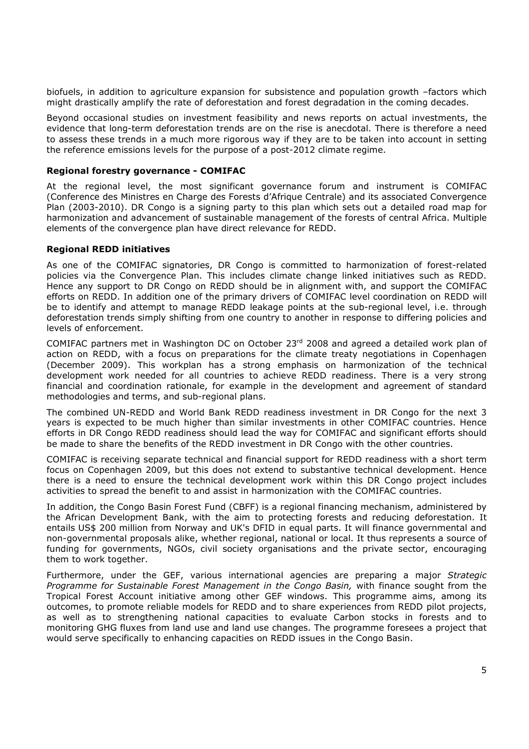biofuels, in addition to agriculture expansion for subsistence and population growth –factors which might drastically amplify the rate of deforestation and forest degradation in the coming decades.

Beyond occasional studies on investment feasibility and news reports on actual investments, the evidence that long-term deforestation trends are on the rise is anecdotal. There is therefore a need to assess these trends in a much more rigorous way if they are to be taken into account in setting the reference emissions levels for the purpose of a post-2012 climate regime.

**Regional forestry governance - COMIFAC**

At the regional level, the most significant governance forum and instrument is COMIFAC (Conference des Ministres en Charge des Forests d'Afrique Centrale) and its associated Convergence Plan (2003-2010). DR Congo is a signing party to this plan which sets out a detailed road map for harmonization and advancement of sustainable management of the forests of central Africa. Multiple elements of the convergence plan have direct relevance for REDD.

**Regional REDD initiatives**

As one of the COMIFAC signatories, DR Congo is committed to harmonization of forest-related policies via the Convergence Plan. This includes climate change linked initiatives such as REDD. Hence any support to DR Congo on REDD should be in alignment with, and support the COMIFAC efforts on REDD. In addition one of the primary drivers of COMIFAC level coordination on REDD will be to identify and attempt to manage REDD leakage points at the sub-regional level, i.e. through deforestation trends simply shifting from one country to another in response to differing policies and levels of enforcement.

COMIFAC partners met in Washington DC on October 23rd 2008 and agreed a detailed work plan of action on REDD, with a focus on preparations for the climate treaty negotiations in Copenhagen (December 2009). This workplan has a strong emphasis on harmonization of the technical development work needed for all countries to achieve REDD readiness. There is a very strong financial and coordination rationale, for example in the development and agreement of standard methodologies and terms, and sub-regional plans.

The combined UN-REDD and World Bank REDD readiness investment in DR Congo for the next 3 years is expected to be much higher than similar investments in other COMIFAC countries. Hence efforts in DR Congo REDD readiness should lead the way for COMIFAC and significant efforts should be made to share the benefits of the REDD investment in DR Congo with the other countries.

COMIFAC is receiving separate technical and financial support for REDD readiness with a short term focus on Copenhagen 2009, but this does not extend to substantive technical development. Hence there is a need to ensure the technical development work within this DR Congo project includes activities to spread the benefit to and assist in harmonization with the COMIFAC countries.

In addition, the Congo Basin Forest Fund (CBFF) is a regional financing mechanism, administered by the African Development Bank, with the aim to protecting forests and reducing deforestation. It entails US$ 200 million from Norway and UK's DFID in equal parts. It will finance governmental and non-governmental proposals alike, whether regional, national or local. It thus represents a source of funding for governments, NGOs, civil society organisations and the private sector, encouraging them to work together.

Furthermore, under the GEF, various international agencies are preparing a major *Strategic Programme for Sustainable Forest Management in the Congo Basin,* with finance sought from the Tropical Forest Account initiative among other GEF windows. This programme aims, among its outcomes, to promote reliable models for REDD and to share experiences from REDD pilot projects, as well as to strengthening national capacities to evaluate Carbon stocks in forests and to monitoring GHG fluxes from land use and land use changes. The programme foresees a project that would serve specifically to enhancing capacities on REDD issues in the Congo Basin.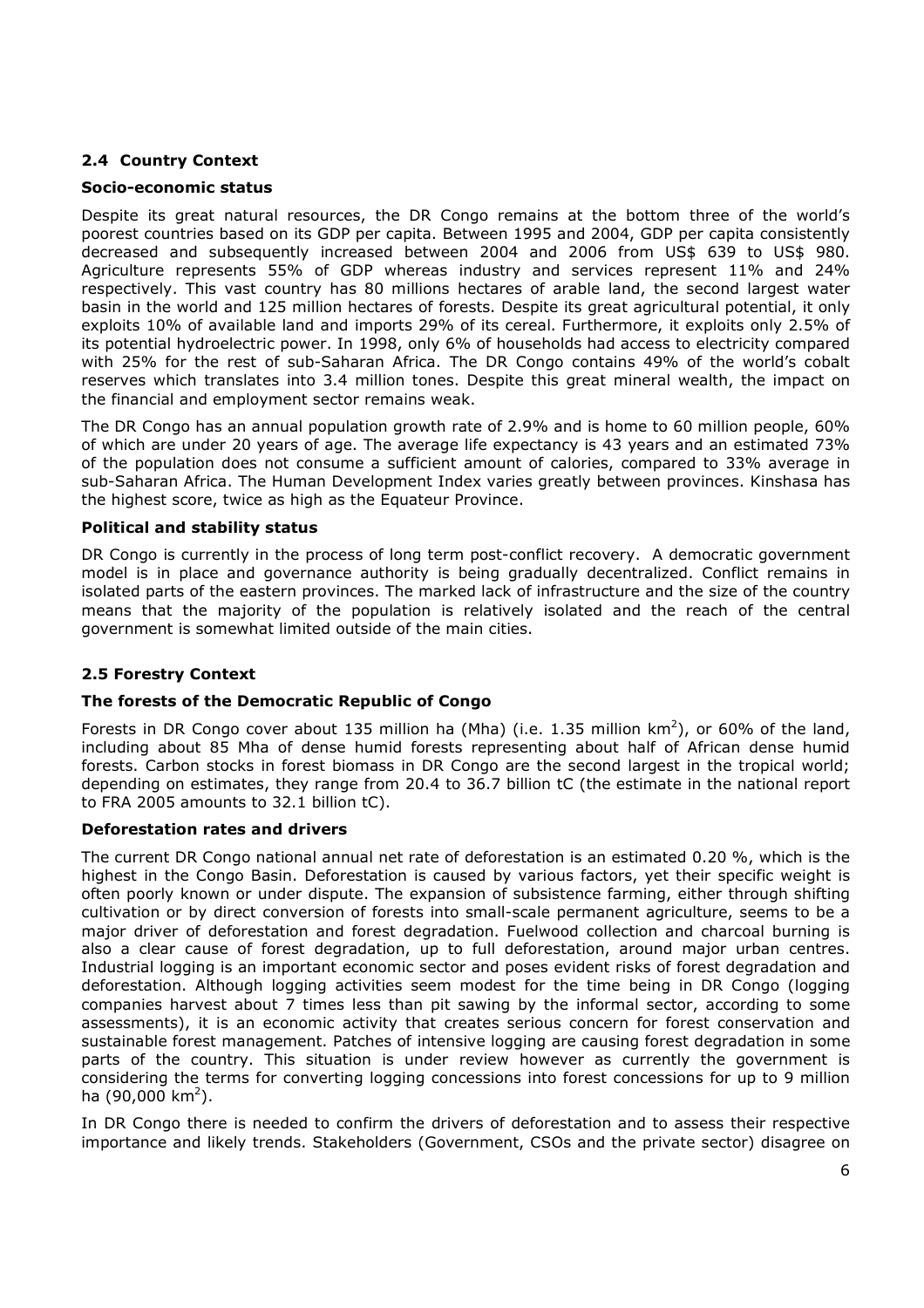## 2.4 Country Context

### Socio-economic status

Despite its great natural resources, the DR Congo remains at the bottom three of the world's poorest countries based on its GDP per capita. Between 1995 and 2004, GDP per capita consistently decreased and subsequently increased between 2004 and 2006 from US$ 639 to US$ 980. Agriculture represents 55% of GDP whereas industry and services represent 11% and 24% respectively. This vast country has 80 millions hectares of arable land, the second largest water basin in the world and 125 million hectares of forests. Despite its great agricultural potential, it only exploits 10% of available land and imports 29% of its cereal. Furthermore, it exploits only 2.5% of its potential hydroelectric power. In 1998, only 6% of households had access to electricity compared with 25% for the rest of sub-Saharan Africa. The DR Congo contains 49% of the world's cobalt reserves which translates into 3.4 million tones. Despite this great mineral wealth, the impact on the financial and employment sector remains weak.

The DR Congo has an annual population growth rate of 2.9% and is home to 60 million people, 60% of which are under 20 years of age. The average life expectancy is 43 years and an estimated 73% of the population does not consume a sufficient amount of calories, compared to 33% average in sub-Saharan Africa. The Human Development Index varies greatly between provinces. Kinshasa has the highest score, twice as high as the Equateur Province.

### Political and stability status

DR Congo is currently in the process of long term post-conflict recovery. A democratic government model is in place and governance authority is being gradually decentralized. Conflict remains in isolated parts of the eastern provinces. The marked lack of infrastructure and the size of the country means that the majority of the population is relatively isolated and the reach of the central government is somewhat limited outside of the main cities.

## 2.5 Forestry Context

### The forests of the Democratic Republic of Congo

Forests in DR Congo cover about 135 million ha (Mha) (i.e. 1.35 million km$^2$), or 60% of the land, including about 85 Mha of dense humid forests representing about half of African dense humid forests. Carbon stocks in forest biomass in DR Congo are the second largest in the tropical world; depending on estimates, they range from 20.4 to 36.7 billion tC (the estimate in the national report to FRA 2005 amounts to 32.1 billion tC).

### Deforestation rates and drivers

The current DR Congo national annual net rate of deforestation is an estimated 0.20 %, which is the highest in the Congo Basin. Deforestation is caused by various factors, yet their specific weight is often poorly known or under dispute. The expansion of subsistence farming, either through shifting cultivation or by direct conversion of forests into small-scale permanent agriculture, seems to be a major driver of deforestation and forest degradation. Fuelwood collection and charcoal burning is also a clear cause of forest degradation, up to full deforestation, around major urban centres. Industrial logging is an important economic sector and poses evident risks of forest degradation and deforestation. Although logging activities seem modest for the time being in DR Congo (logging companies harvest about 7 times less than pit sawing by the informal sector, according to some assessments), it is an economic activity that creates serious concern for forest conservation and sustainable forest management. Patches of intensive logging are causing forest degradation in some parts of the country. This situation is under review however as currently the government is considering the terms for converting logging concessions into forest concessions for up to 9 million ha (90,000 km$^2$).

In DR Congo there is needed to confirm the drivers of deforestation and to assess their respective importance and likely trends. Stakeholders (Government, CSOs and the private sector) disagree on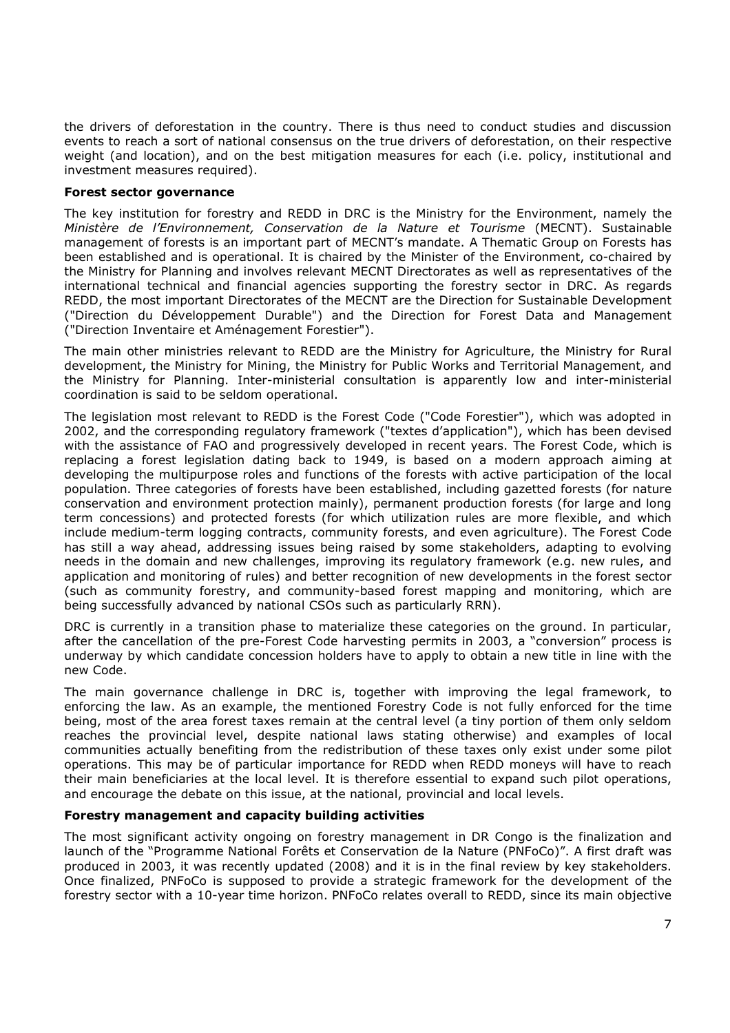the drivers of deforestation in the country. There is thus need to conduct studies and discussion events to reach a sort of national consensus on the true drivers of deforestation, on their respective weight (and location), and on the best mitigation measures for each (i.e. policy, institutional and investment measures required).

**Forest sector governance**

The key institution for forestry and REDD in DRC is the Ministry for the Environment, namely the *Ministère de l'Environnement, Conservation de la Nature et Tourisme* (MECNT). Sustainable management of forests is an important part of MECNT's mandate. A Thematic Group on Forests has been established and is operational. It is chaired by the Minister of the Environment, co-chaired by the Ministry for Planning and involves relevant MECNT Directorates as well as representatives of the international technical and financial agencies supporting the forestry sector in DRC. As regards REDD, the most important Directorates of the MECNT are the Direction for Sustainable Development ("Direction du Développement Durable") and the Direction for Forest Data and Management ("Direction Inventaire et Aménagement Forestier").

The main other ministries relevant to REDD are the Ministry for Agriculture, the Ministry for Rural development, the Ministry for Mining, the Ministry for Public Works and Territorial Management, and the Ministry for Planning. Inter-ministerial consultation is apparently low and inter-ministerial coordination is said to be seldom operational.

The legislation most relevant to REDD is the Forest Code ("Code Forestier"), which was adopted in 2002, and the corresponding regulatory framework ("textes d'application"), which has been devised with the assistance of FAO and progressively developed in recent years. The Forest Code, which is replacing a forest legislation dating back to 1949, is based on a modern approach aiming at developing the multipurpose roles and functions of the forests with active participation of the local population. Three categories of forests have been established, including gazetted forests (for nature conservation and environment protection mainly), permanent production forests (for large and long term concessions) and protected forests (for which utilization rules are more flexible, and which include medium-term logging contracts, community forests, and even agriculture). The Forest Code has still a way ahead, addressing issues being raised by some stakeholders, adapting to evolving needs in the domain and new challenges, improving its regulatory framework (e.g. new rules, and application and monitoring of rules) and better recognition of new developments in the forest sector (such as community forestry, and community-based forest mapping and monitoring, which are being successfully advanced by national CSOs such as particularly RRN).

DRC is currently in a transition phase to materialize these categories on the ground. In particular, after the cancellation of the pre-Forest Code harvesting permits in 2003, a "conversion" process is underway by which candidate concession holders have to apply to obtain a new title in line with the new Code.

The main governance challenge in DRC is, together with improving the legal framework, to enforcing the law. As an example, the mentioned Forestry Code is not fully enforced for the time being, most of the area forest taxes remain at the central level (a tiny portion of them only seldom reaches the provincial level, despite national laws stating otherwise) and examples of local communities actually benefiting from the redistribution of these taxes only exist under some pilot operations. This may be of particular importance for REDD when REDD moneys will have to reach their main beneficiaries at the local level. It is therefore essential to expand such pilot operations, and encourage the debate on this issue, at the national, provincial and local levels.

**Forestry management and capacity building activities**

The most significant activity ongoing on forestry management in DR Congo is the finalization and launch of the "Programme National Forêts et Conservation de la Nature (PNFoCo)". A first draft was produced in 2003, it was recently updated (2008) and it is in the final review by key stakeholders. Once finalized, PNFoCo is supposed to provide a strategic framework for the development of the forestry sector with a 10-year time horizon. PNFoCo relates overall to REDD, since its main objective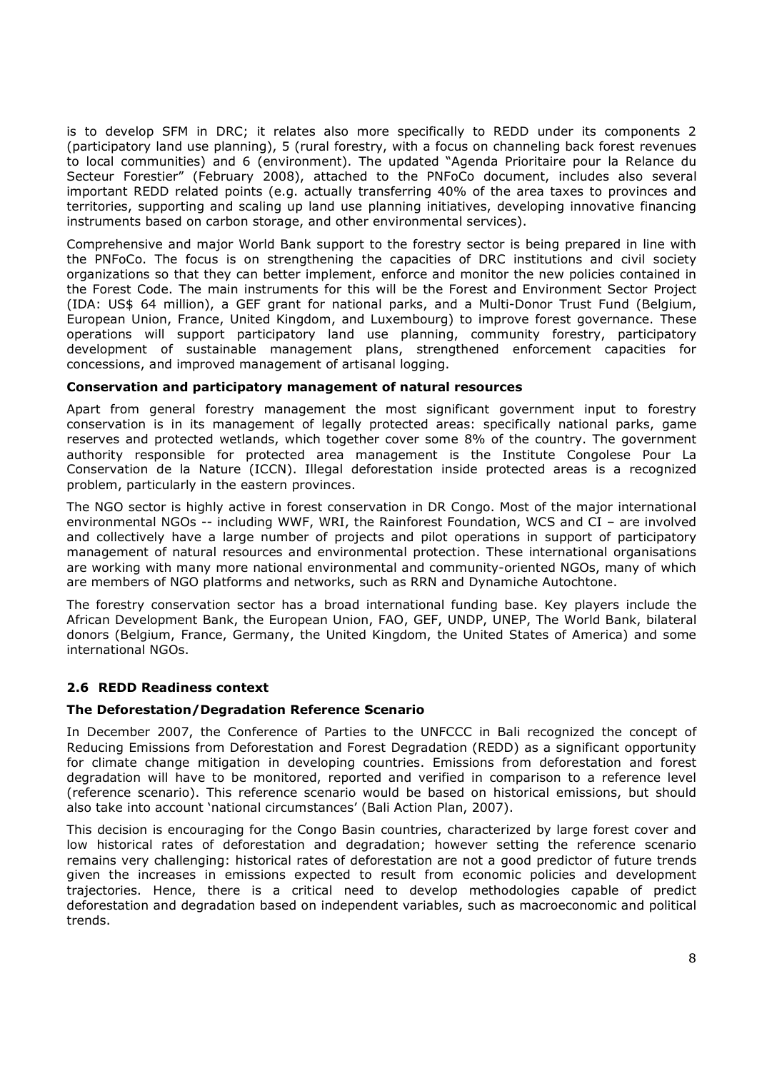is to develop SFM in DRC; it relates also more specifically to REDD under its components 2 (participatory land use planning), 5 (rural forestry, with a focus on channeling back forest revenues to local communities) and 6 (environment). The updated "Agenda Prioritaire pour la Relance du Secteur Forestier" (February 2008), attached to the PNFoCo document, includes also several important REDD related points (e.g. actually transferring 40% of the area taxes to provinces and territories, supporting and scaling up land use planning initiatives, developing innovative financing instruments based on carbon storage, and other environmental services).

Comprehensive and major World Bank support to the forestry sector is being prepared in line with the PNFoCo. The focus is on strengthening the capacities of DRC institutions and civil society organizations so that they can better implement, enforce and monitor the new policies contained in the Forest Code. The main instruments for this will be the Forest and Environment Sector Project (IDA: US$ 64 million), a GEF grant for national parks, and a Multi-Donor Trust Fund (Belgium, European Union, France, United Kingdom, and Luxembourg) to improve forest governance. These operations will support participatory land use planning, community forestry, participatory development of sustainable management plans, strengthened enforcement capacities for concessions, and improved management of artisanal logging.

**Conservation and participatory management of natural resources**

Apart from general forestry management the most significant government input to forestry conservation is in its management of legally protected areas: specifically national parks, game reserves and protected wetlands, which together cover some 8% of the country. The government authority responsible for protected area management is the Institute Congolese Pour La Conservation de la Nature (ICCN). Illegal deforestation inside protected areas is a recognized problem, particularly in the eastern provinces.

The NGO sector is highly active in forest conservation in DR Congo. Most of the major international environmental NGOs -- including WWF, WRI, the Rainforest Foundation, WCS and CI – are involved and collectively have a large number of projects and pilot operations in support of participatory management of natural resources and environmental protection. These international organisations are working with many more national environmental and community-oriented NGOs, many of which are members of NGO platforms and networks, such as RRN and Dynamiche Autochtone.

The forestry conservation sector has a broad international funding base. Key players include the African Development Bank, the European Union, FAO, GEF, UNDP, UNEP, The World Bank, bilateral donors (Belgium, France, Germany, the United Kingdom, the United States of America) and some international NGOs.

### 2.6 REDD Readiness context

**The Deforestation/Degradation Reference Scenario**

In December 2007, the Conference of Parties to the UNFCCC in Bali recognized the concept of Reducing Emissions from Deforestation and Forest Degradation (REDD) as a significant opportunity for climate change mitigation in developing countries. Emissions from deforestation and forest degradation will have to be monitored, reported and verified in comparison to a reference level (reference scenario). This reference scenario would be based on historical emissions, but should also take into account 'national circumstances' (Bali Action Plan, 2007).

This decision is encouraging for the Congo Basin countries, characterized by large forest cover and low historical rates of deforestation and degradation; however setting the reference scenario remains very challenging: historical rates of deforestation are not a good predictor of future trends given the increases in emissions expected to result from economic policies and development trajectories. Hence, there is a critical need to develop methodologies capable of predict deforestation and degradation based on independent variables, such as macroeconomic and political trends.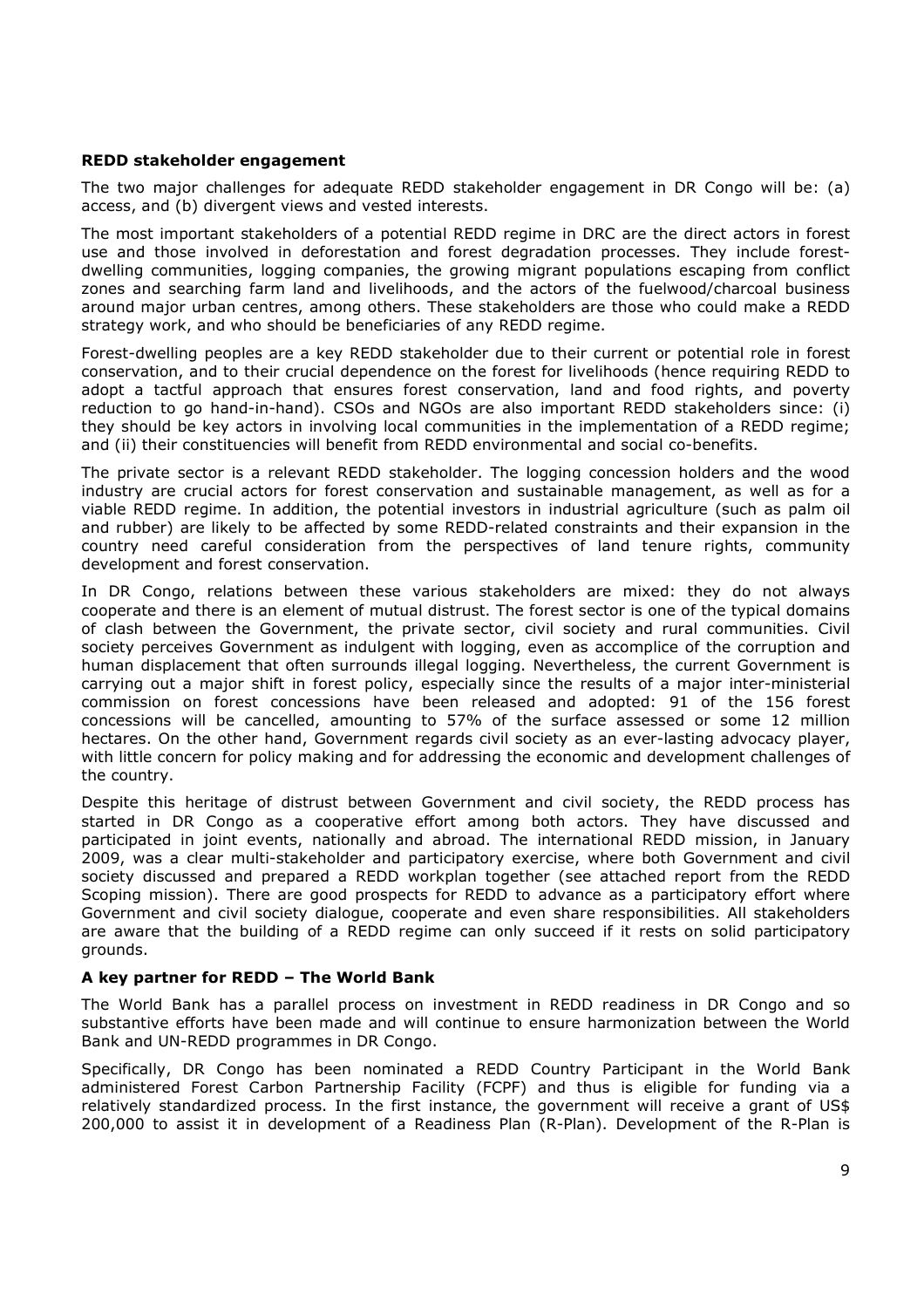**REDD stakeholder engagement**

The two major challenges for adequate REDD stakeholder engagement in DR Congo will be: (a) access, and (b) divergent views and vested interests.

The most important stakeholders of a potential REDD regime in DRC are the direct actors in forest use and those involved in deforestation and forest degradation processes. They include forest-dwelling communities, logging companies, the growing migrant populations escaping from conflict zones and searching farm land and livelihoods, and the actors of the fuelwood/charcoal business around major urban centres, among others. These stakeholders are those who could make a REDD strategy work, and who should be beneficiaries of any REDD regime.

Forest-dwelling peoples are a key REDD stakeholder due to their current or potential role in forest conservation, and to their crucial dependence on the forest for livelihoods (hence requiring REDD to adopt a tactful approach that ensures forest conservation, land and food rights, and poverty reduction to go hand-in-hand). CSOs and NGOs are also important REDD stakeholders since: (i) they should be key actors in involving local communities in the implementation of a REDD regime; and (ii) their constituencies will benefit from REDD environmental and social co-benefits.

The private sector is a relevant REDD stakeholder. The logging concession holders and the wood industry are crucial actors for forest conservation and sustainable management, as well as for a viable REDD regime. In addition, the potential investors in industrial agriculture (such as palm oil and rubber) are likely to be affected by some REDD-related constraints and their expansion in the country need careful consideration from the perspectives of land tenure rights, community development and forest conservation.

In DR Congo, relations between these various stakeholders are mixed: they do not always cooperate and there is an element of mutual distrust. The forest sector is one of the typical domains of clash between the Government, the private sector, civil society and rural communities. Civil society perceives Government as indulgent with logging, even as accomplice of the corruption and human displacement that often surrounds illegal logging. Nevertheless, the current Government is carrying out a major shift in forest policy, especially since the results of a major inter-ministerial commission on forest concessions have been released and adopted: 91 of the 156 forest concessions will be cancelled, amounting to 57% of the surface assessed or some 12 million hectares. On the other hand, Government regards civil society as an ever-lasting advocacy player, with little concern for policy making and for addressing the economic and development challenges of the country.

Despite this heritage of distrust between Government and civil society, the REDD process has started in DR Congo as a cooperative effort among both actors. They have discussed and participated in joint events, nationally and abroad. The international REDD mission, in January 2009, was a clear multi-stakeholder and participatory exercise, where both Government and civil society discussed and prepared a REDD workplan together (see attached report from the REDD Scoping mission). There are good prospects for REDD to advance as a participatory effort where Government and civil society dialogue, cooperate and even share responsibilities. All stakeholders are aware that the building of a REDD regime can only succeed if it rests on solid participatory grounds.

**A key partner for REDD – The World Bank**

The World Bank has a parallel process on investment in REDD readiness in DR Congo and so substantive efforts have been made and will continue to ensure harmonization between the World Bank and UN-REDD programmes in DR Congo.

Specifically, DR Congo has been nominated a REDD Country Participant in the World Bank administered Forest Carbon Partnership Facility (FCPF) and thus is eligible for funding via a relatively standardized process. In the first instance, the government will receive a grant of US$ 200,000 to assist it in development of a Readiness Plan (R-Plan). Development of the R-Plan is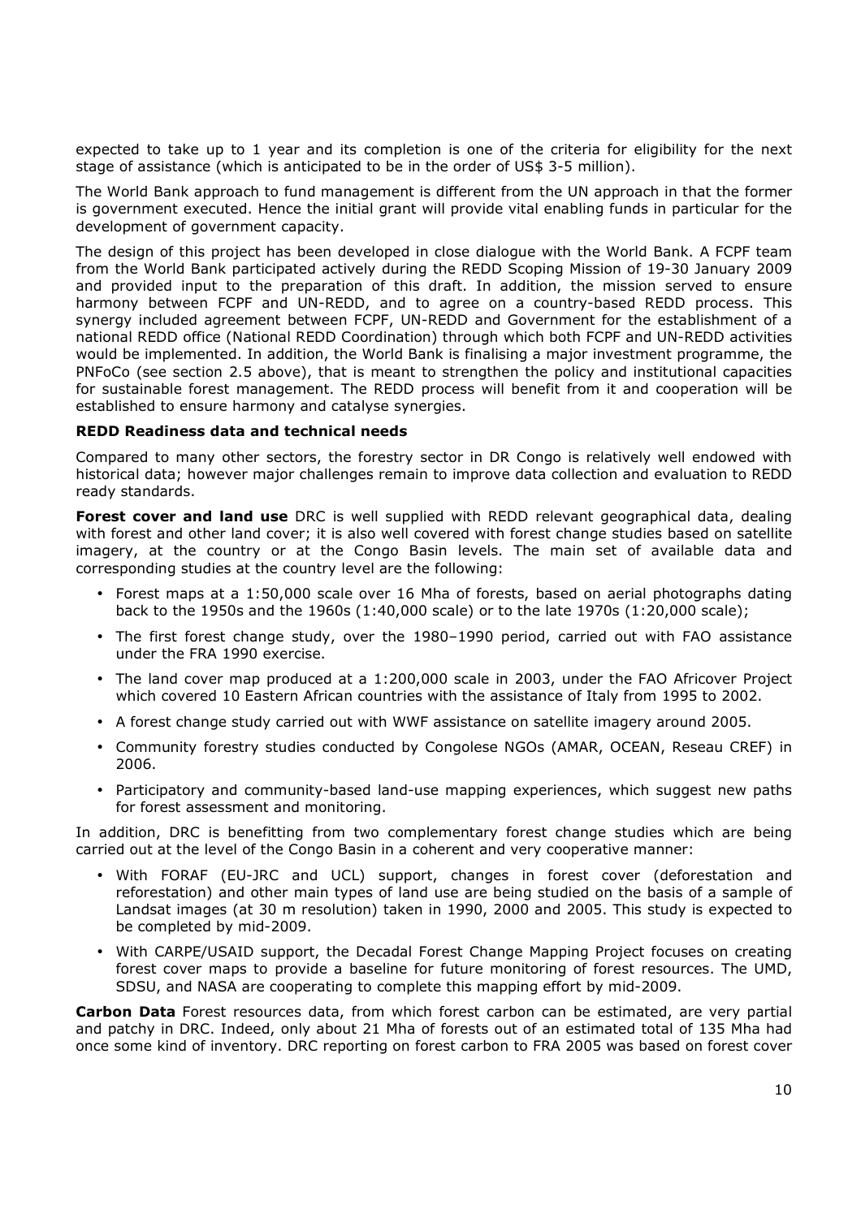expected to take up to 1 year and its completion is one of the criteria for eligibility for the next stage of assistance (which is anticipated to be in the order of US$ 3-5 million).

The World Bank approach to fund management is different from the UN approach in that the former is government executed. Hence the initial grant will provide vital enabling funds in particular for the development of government capacity.

The design of this project has been developed in close dialogue with the World Bank. A FCPF team from the World Bank participated actively during the REDD Scoping Mission of 19-30 January 2009 and provided input to the preparation of this draft. In addition, the mission served to ensure harmony between FCPF and UN-REDD, and to agree on a country-based REDD process. This synergy included agreement between FCPF, UN-REDD and Government for the establishment of a national REDD office (National REDD Coordination) through which both FCPF and UN-REDD activities would be implemented. In addition, the World Bank is finalising a major investment programme, the PNFoCo (see section 2.5 above), that is meant to strengthen the policy and institutional capacities for sustainable forest management. The REDD process will benefit from it and cooperation will be established to ensure harmony and catalyse synergies.

**REDD Readiness data and technical needs**

Compared to many other sectors, the forestry sector in DR Congo is relatively well endowed with historical data; however major challenges remain to improve data collection and evaluation to REDD ready standards.

**Forest cover and land use** DRC is well supplied with REDD relevant geographical data, dealing with forest and other land cover; it is also well covered with forest change studies based on satellite imagery, at the country or at the Congo Basin levels. The main set of available data and corresponding studies at the country level are the following:

- Forest maps at a 1:50,000 scale over 16 Mha of forests, based on aerial photographs dating back to the 1950s and the 1960s (1:40,000 scale) or to the late 1970s (1:20,000 scale);
- The first forest change study, over the 1980–1990 period, carried out with FAO assistance under the FRA 1990 exercise.
- The land cover map produced at a 1:200,000 scale in 2003, under the FAO Africover Project which covered 10 Eastern African countries with the assistance of Italy from 1995 to 2002.
- A forest change study carried out with WWF assistance on satellite imagery around 2005.
- Community forestry studies conducted by Congolese NGOs (AMAR, OCEAN, Reseau CREF) in 2006.
- Participatory and community-based land-use mapping experiences, which suggest new paths for forest assessment and monitoring.

In addition, DRC is benefitting from two complementary forest change studies which are being carried out at the level of the Congo Basin in a coherent and very cooperative manner:

- With FORAF (EU-JRC and UCL) support, changes in forest cover (deforestation and reforestation) and other main types of land use are being studied on the basis of a sample of Landsat images (at 30 m resolution) taken in 1990, 2000 and 2005. This study is expected to be completed by mid-2009.
- With CARPE/USAID support, the Decadal Forest Change Mapping Project focuses on creating forest cover maps to provide a baseline for future monitoring of forest resources. The UMD, SDSU, and NASA are cooperating to complete this mapping effort by mid-2009.

**Carbon Data** Forest resources data, from which forest carbon can be estimated, are very partial and patchy in DRC. Indeed, only about 21 Mha of forests out of an estimated total of 135 Mha had once some kind of inventory. DRC reporting on forest carbon to FRA 2005 was based on forest cover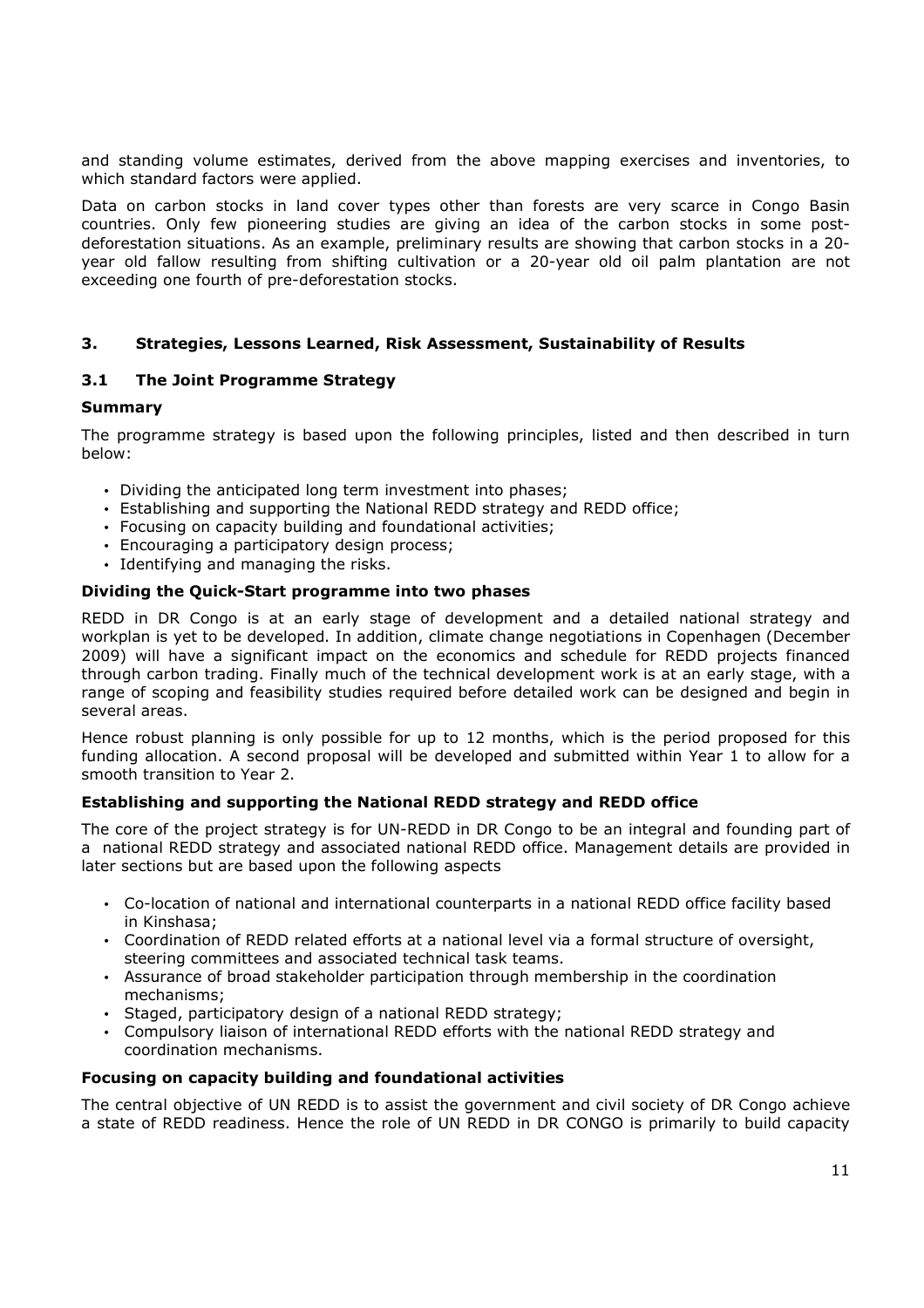and standing volume estimates, derived from the above mapping exercises and inventories, to which standard factors were applied.

Data on carbon stocks in land cover types other than forests are very scarce in Congo Basin countries. Only few pioneering studies are giving an idea of the carbon stocks in some post-deforestation situations. As an example, preliminary results are showing that carbon stocks in a 20-year old fallow resulting from shifting cultivation or a 20-year old oil palm plantation are not exceeding one fourth of pre-deforestation stocks.

## 3. Strategies, Lessons Learned, Risk Assessment, Sustainability of Results

### 3.1 The Joint Programme Strategy

**Summary**

The programme strategy is based upon the following principles, listed and then described in turn below:

- Dividing the anticipated long term investment into phases;
- Establishing and supporting the National REDD strategy and REDD office;
- Focusing on capacity building and foundational activities;
- Encouraging a participatory design process;
- Identifying and managing the risks.

**Dividing the Quick-Start programme into two phases**

REDD in DR Congo is at an early stage of development and a detailed national strategy and workplan is yet to be developed. In addition, climate change negotiations in Copenhagen (December 2009) will have a significant impact on the economics and schedule for REDD projects financed through carbon trading. Finally much of the technical development work is at an early stage, with a range of scoping and feasibility studies required before detailed work can be designed and begin in several areas.

Hence robust planning is only possible for up to 12 months, which is the period proposed for this funding allocation. A second proposal will be developed and submitted within Year 1 to allow for a smooth transition to Year 2.

**Establishing and supporting the National REDD strategy and REDD office**

The core of the project strategy is for UN-REDD in DR Congo to be an integral and founding part of a national REDD strategy and associated national REDD office. Management details are provided in later sections but are based upon the following aspects

- Co-location of national and international counterparts in a national REDD office facility based in Kinshasa;
- Coordination of REDD related efforts at a national level via a formal structure of oversight, steering committees and associated technical task teams.
- Assurance of broad stakeholder participation through membership in the coordination mechanisms;
- Staged, participatory design of a national REDD strategy;
- Compulsory liaison of international REDD efforts with the national REDD strategy and coordination mechanisms.

**Focusing on capacity building and foundational activities**

The central objective of UN REDD is to assist the government and civil society of DR Congo achieve a state of REDD readiness. Hence the role of UN REDD in DR CONGO is primarily to build capacity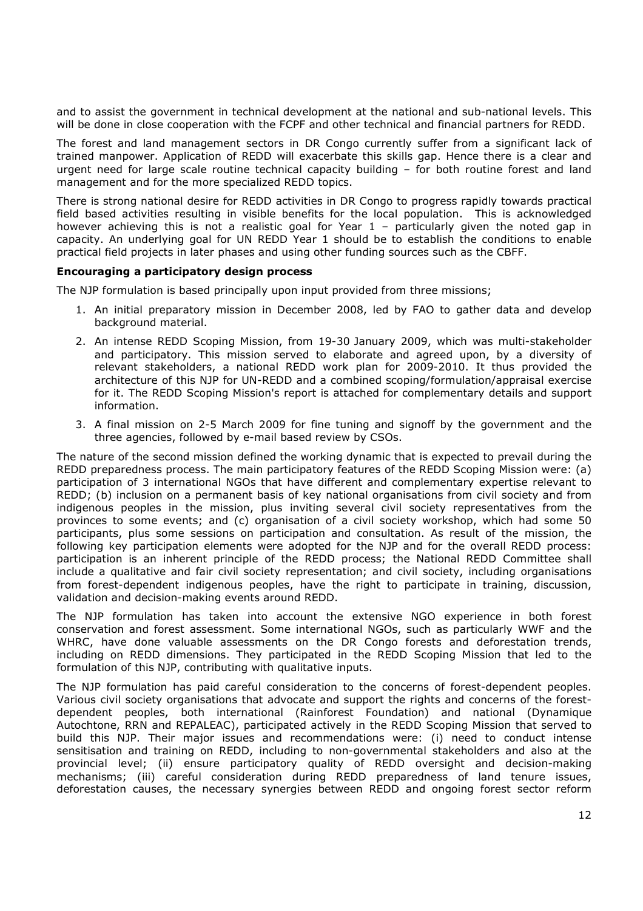and to assist the government in technical development at the national and sub-national levels. This will be done in close cooperation with the FCPF and other technical and financial partners for REDD.

The forest and land management sectors in DR Congo currently suffer from a significant lack of trained manpower. Application of REDD will exacerbate this skills gap. Hence there is a clear and urgent need for large scale routine technical capacity building – for both routine forest and land management and for the more specialized REDD topics.

There is strong national desire for REDD activities in DR Congo to progress rapidly towards practical field based activities resulting in visible benefits for the local population. This is acknowledged however achieving this is not a realistic goal for Year 1 – particularly given the noted gap in capacity. An underlying goal for UN REDD Year 1 should be to establish the conditions to enable practical field projects in later phases and using other funding sources such as the CBFF.

**Encouraging a participatory design process**

The NJP formulation is based principally upon input provided from three missions;

1. An initial preparatory mission in December 2008, led by FAO to gather data and develop background material.
2. An intense REDD Scoping Mission, from 19-30 January 2009, which was multi-stakeholder and participatory. This mission served to elaborate and agreed upon, by a diversity of relevant stakeholders, a national REDD work plan for 2009-2010. It thus provided the architecture of this NJP for UN-REDD and a combined scoping/formulation/appraisal exercise for it. The REDD Scoping Mission's report is attached for complementary details and support information.
3. A final mission on 2-5 March 2009 for fine tuning and signoff by the government and the three agencies, followed by e-mail based review by CSOs.

The nature of the second mission defined the working dynamic that is expected to prevail during the REDD preparedness process. The main participatory features of the REDD Scoping Mission were: (a) participation of 3 international NGOs that have different and complementary expertise relevant to REDD; (b) inclusion on a permanent basis of key national organisations from civil society and from indigenous peoples in the mission, plus inviting several civil society representatives from the provinces to some events; and (c) organisation of a civil society workshop, which had some 50 participants, plus some sessions on participation and consultation. As result of the mission, the following key participation elements were adopted for the NJP and for the overall REDD process: participation is an inherent principle of the REDD process; the National REDD Committee shall include a qualitative and fair civil society representation; and civil society, including organisations from forest-dependent indigenous peoples, have the right to participate in training, discussion, validation and decision-making events around REDD.

The NJP formulation has taken into account the extensive NGO experience in both forest conservation and forest assessment. Some international NGOs, such as particularly WWF and the WHRC, have done valuable assessments on the DR Congo forests and deforestation trends, including on REDD dimensions. They participated in the REDD Scoping Mission that led to the formulation of this NJP, contributing with qualitative inputs.

The NJP formulation has paid careful consideration to the concerns of forest-dependent peoples. Various civil society organisations that advocate and support the rights and concerns of the forest-dependent peoples, both international (Rainforest Foundation) and national (Dynamique Autochtone, RRN and REPALEAC), participated actively in the REDD Scoping Mission that served to build this NJP. Their major issues and recommendations were: (i) need to conduct intense sensitisation and training on REDD, including to non-governmental stakeholders and also at the provincial level; (ii) ensure participatory quality of REDD oversight and decision-making mechanisms; (iii) careful consideration during REDD preparedness of land tenure issues, deforestation causes, the necessary synergies between REDD and ongoing forest sector reform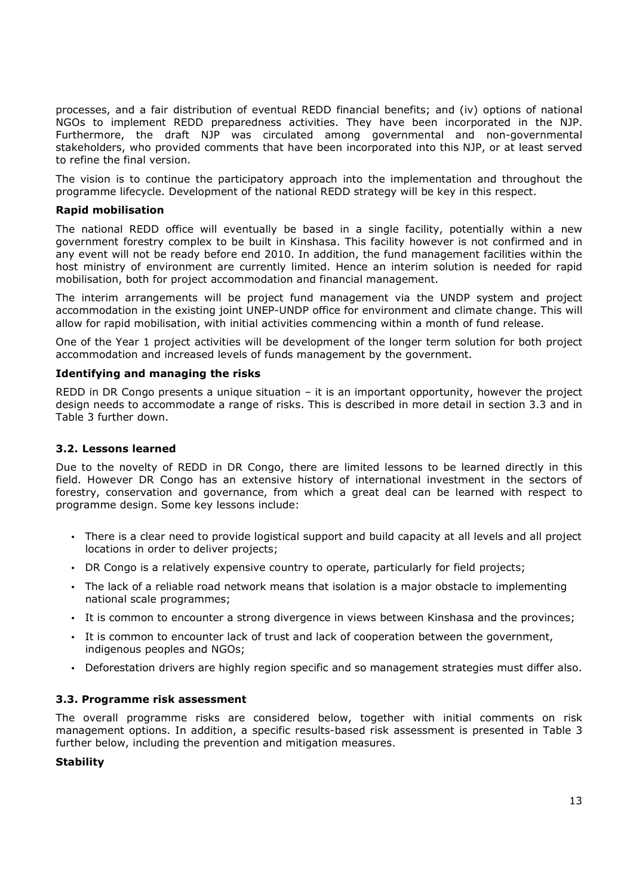processes, and a fair distribution of eventual REDD financial benefits; and (iv) options of national NGOs to implement REDD preparedness activities. They have been incorporated in the NJP. Furthermore, the draft NJP was circulated among governmental and non-governmental stakeholders, who provided comments that have been incorporated into this NJP, or at least served to refine the final version.

The vision is to continue the participatory approach into the implementation and throughout the programme lifecycle. Development of the national REDD strategy will be key in this respect.

**Rapid mobilisation**

The national REDD office will eventually be based in a single facility, potentially within a new government forestry complex to be built in Kinshasa. This facility however is not confirmed and in any event will not be ready before end 2010. In addition, the fund management facilities within the host ministry of environment are currently limited. Hence an interim solution is needed for rapid mobilisation, both for project accommodation and financial management.

The interim arrangements will be project fund management via the UNDP system and project accommodation in the existing joint UNEP-UNDP office for environment and climate change. This will allow for rapid mobilisation, with initial activities commencing within a month of fund release.

One of the Year 1 project activities will be development of the longer term solution for both project accommodation and increased levels of funds management by the government.

**Identifying and managing the risks**

REDD in DR Congo presents a unique situation – it is an important opportunity, however the project design needs to accommodate a range of risks. This is described in more detail in section 3.3 and in Table 3 further down.

### 3.2. Lessons learned

Due to the novelty of REDD in DR Congo, there are limited lessons to be learned directly in this field. However DR Congo has an extensive history of international investment in the sectors of forestry, conservation and governance, from which a great deal can be learned with respect to programme design. Some key lessons include:

- There is a clear need to provide logistical support and build capacity at all levels and all project locations in order to deliver projects;
- DR Congo is a relatively expensive country to operate, particularly for field projects;
- The lack of a reliable road network means that isolation is a major obstacle to implementing national scale programmes;
- It is common to encounter a strong divergence in views between Kinshasa and the provinces;
- It is common to encounter lack of trust and lack of cooperation between the government, indigenous peoples and NGOs;
- Deforestation drivers are highly region specific and so management strategies must differ also.

### 3.3. Programme risk assessment

The overall programme risks are considered below, together with initial comments on risk management options. In addition, a specific results-based risk assessment is presented in Table 3 further below, including the prevention and mitigation measures.

**Stability**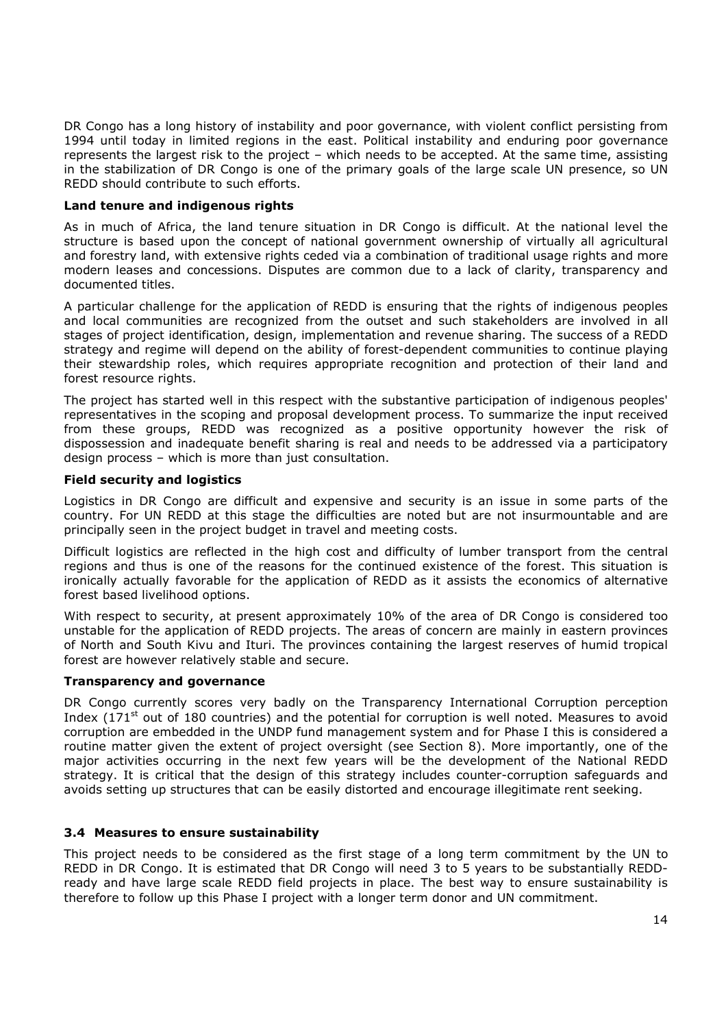DR Congo has a long history of instability and poor governance, with violent conflict persisting from 1994 until today in limited regions in the east. Political instability and enduring poor governance represents the largest risk to the project – which needs to be accepted. At the same time, assisting in the stabilization of DR Congo is one of the primary goals of the large scale UN presence, so UN REDD should contribute to such efforts.

**Land tenure and indigenous rights**

As in much of Africa, the land tenure situation in DR Congo is difficult. At the national level the structure is based upon the concept of national government ownership of virtually all agricultural and forestry land, with extensive rights ceded via a combination of traditional usage rights and more modern leases and concessions. Disputes are common due to a lack of clarity, transparency and documented titles.

A particular challenge for the application of REDD is ensuring that the rights of indigenous peoples and local communities are recognized from the outset and such stakeholders are involved in all stages of project identification, design, implementation and revenue sharing. The success of a REDD strategy and regime will depend on the ability of forest-dependent communities to continue playing their stewardship roles, which requires appropriate recognition and protection of their land and forest resource rights.

The project has started well in this respect with the substantive participation of indigenous peoples' representatives in the scoping and proposal development process. To summarize the input received from these groups, REDD was recognized as a positive opportunity however the risk of dispossession and inadequate benefit sharing is real and needs to be addressed via a participatory design process – which is more than just consultation.

**Field security and logistics**

Logistics in DR Congo are difficult and expensive and security is an issue in some parts of the country. For UN REDD at this stage the difficulties are noted but are not insurmountable and are principally seen in the project budget in travel and meeting costs.

Difficult logistics are reflected in the high cost and difficulty of lumber transport from the central regions and thus is one of the reasons for the continued existence of the forest. This situation is ironically actually favorable for the application of REDD as it assists the economics of alternative forest based livelihood options.

With respect to security, at present approximately 10% of the area of DR Congo is considered too unstable for the application of REDD projects. The areas of concern are mainly in eastern provinces of North and South Kivu and Ituri. The provinces containing the largest reserves of humid tropical forest are however relatively stable and secure.

**Transparency and governance**

DR Congo currently scores very badly on the Transparency International Corruption perception Index (171st out of 180 countries) and the potential for corruption is well noted. Measures to avoid corruption are embedded in the UNDP fund management system and for Phase I this is considered a routine matter given the extent of project oversight (see Section 8). More importantly, one of the major activities occurring in the next few years will be the development of the National REDD strategy. It is critical that the design of this strategy includes counter-corruption safeguards and avoids setting up structures that can be easily distorted and encourage illegitimate rent seeking.

### 3.4 Measures to ensure sustainability

This project needs to be considered as the first stage of a long term commitment by the UN to REDD in DR Congo. It is estimated that DR Congo will need 3 to 5 years to be substantially REDD-ready and have large scale REDD field projects in place. The best way to ensure sustainability is therefore to follow up this Phase I project with a longer term donor and UN commitment.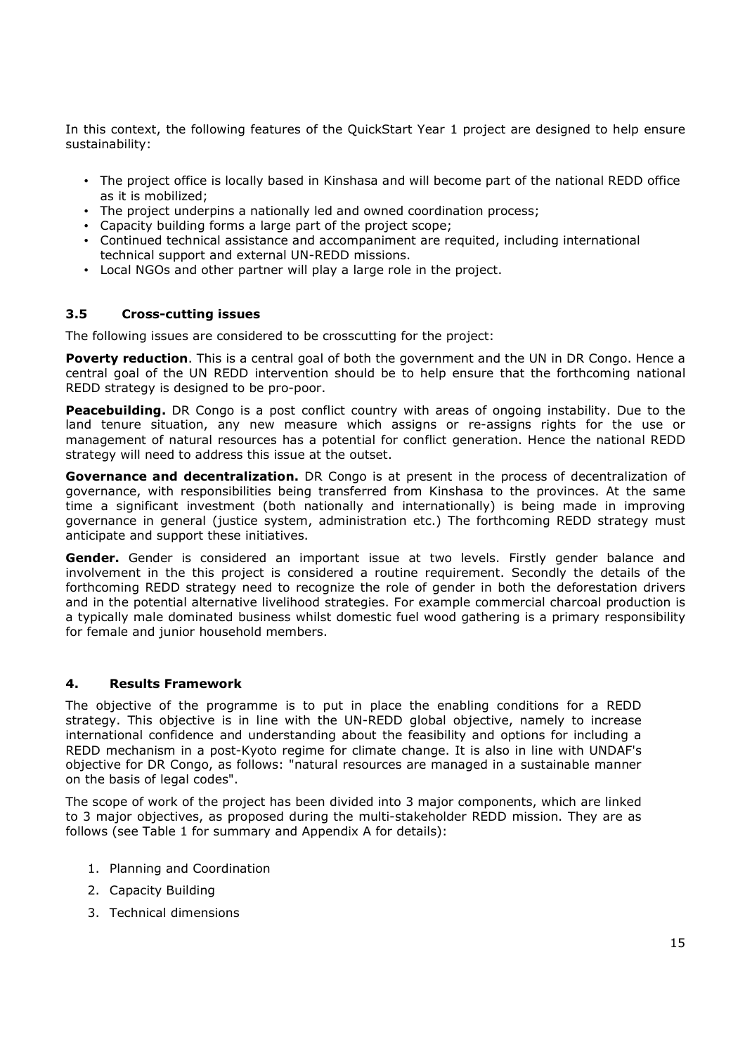In this context, the following features of the QuickStart Year 1 project are designed to help ensure sustainability:

- The project office is locally based in Kinshasa and will become part of the national REDD office as it is mobilized;
- The project underpins a nationally led and owned coordination process;
- Capacity building forms a large part of the project scope;
- Continued technical assistance and accompaniment are requited, including international technical support and external UN-REDD missions.
- Local NGOs and other partner will play a large role in the project.

### 3.5 Cross-cutting issues

The following issues are considered to be crosscutting for the project:

**Poverty reduction**. This is a central goal of both the government and the UN in DR Congo. Hence a central goal of the UN REDD intervention should be to help ensure that the forthcoming national REDD strategy is designed to be pro-poor.

**Peacebuilding.** DR Congo is a post conflict country with areas of ongoing instability. Due to the land tenure situation, any new measure which assigns or re-assigns rights for the use or management of natural resources has a potential for conflict generation. Hence the national REDD strategy will need to address this issue at the outset.

**Governance and decentralization.** DR Congo is at present in the process of decentralization of governance, with responsibilities being transferred from Kinshasa to the provinces. At the same time a significant investment (both nationally and internationally) is being made in improving governance in general (justice system, administration etc.) The forthcoming REDD strategy must anticipate and support these initiatives.

**Gender.** Gender is considered an important issue at two levels. Firstly gender balance and involvement in the this project is considered a routine requirement. Secondly the details of the forthcoming REDD strategy need to recognize the role of gender in both the deforestation drivers and in the potential alternative livelihood strategies. For example commercial charcoal production is a typically male dominated business whilst domestic fuel wood gathering is a primary responsibility for female and junior household members.

## 4. Results Framework

The objective of the programme is to put in place the enabling conditions for a REDD strategy. This objective is in line with the UN-REDD global objective, namely to increase international confidence and understanding about the feasibility and options for including a REDD mechanism in a post-Kyoto regime for climate change. It is also in line with UNDAF's objective for DR Congo, as follows: "natural resources are managed in a sustainable manner on the basis of legal codes".

The scope of work of the project has been divided into 3 major components, which are linked to 3 major objectives, as proposed during the multi-stakeholder REDD mission. They are as follows (see Table 1 for summary and Appendix A for details):

1. Planning and Coordination
2. Capacity Building
3. Technical dimensions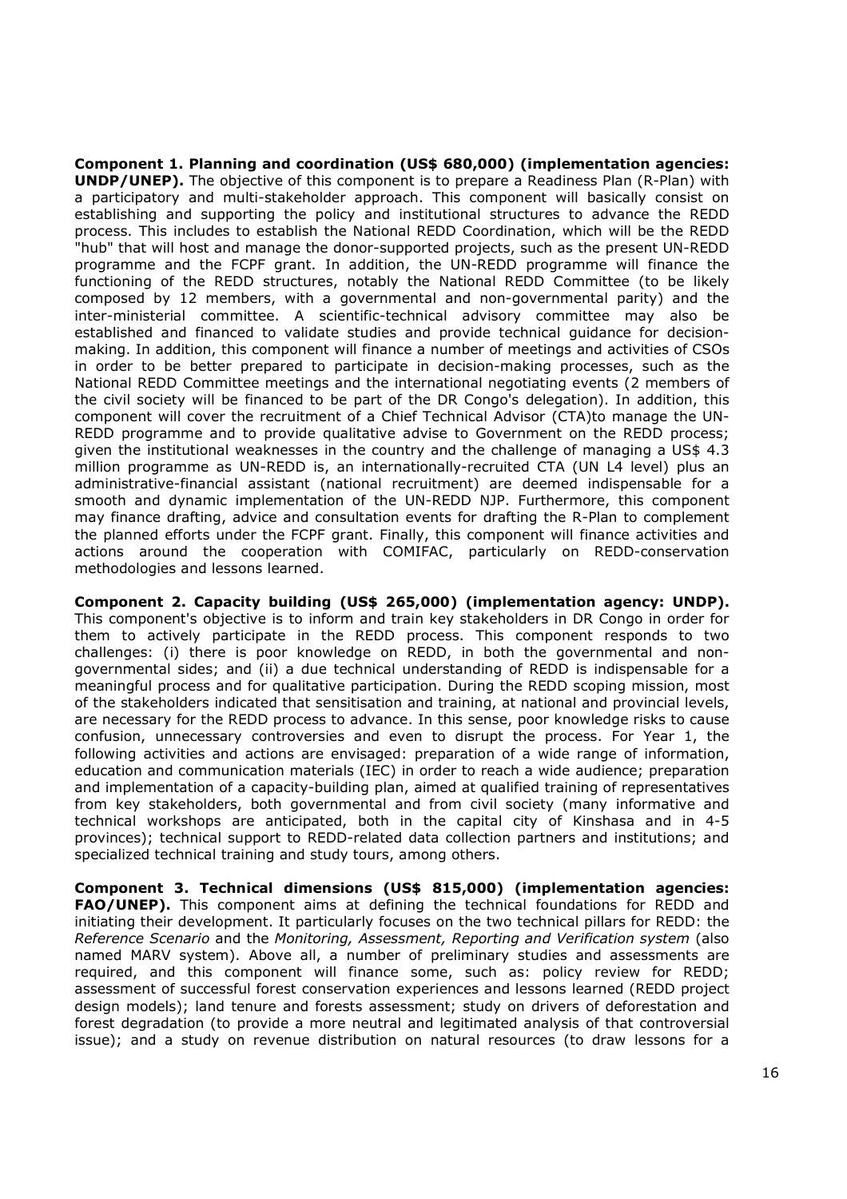**Component 1. Planning and coordination (US$ 680,000) (implementation agencies: UNDP/UNEP).** The objective of this component is to prepare a Readiness Plan (R-Plan) with a participatory and multi-stakeholder approach. This component will basically consist on establishing and supporting the policy and institutional structures to advance the REDD process. This includes to establish the National REDD Coordination, which will be the REDD "hub" that will host and manage the donor-supported projects, such as the present UN-REDD programme and the FCPF grant. In addition, the UN-REDD programme will finance the functioning of the REDD structures, notably the National REDD Committee (to be likely composed by 12 members, with a governmental and non-governmental parity) and the inter-ministerial committee. A scientific-technical advisory committee may also be established and financed to validate studies and provide technical guidance for decision-making. In addition, this component will finance a number of meetings and activities of CSOs in order to be better prepared to participate in decision-making processes, such as the National REDD Committee meetings and the international negotiating events (2 members of the civil society will be financed to be part of the DR Congo's delegation). In addition, this component will cover the recruitment of a Chief Technical Advisor (CTA)to manage the UN-REDD programme and to provide qualitative advise to Government on the REDD process; given the institutional weaknesses in the country and the challenge of managing a US$ 4.3 million programme as UN-REDD is, an internationally-recruited CTA (UN L4 level) plus an administrative-financial assistant (national recruitment) are deemed indispensable for a smooth and dynamic implementation of the UN-REDD NJP. Furthermore, this component may finance drafting, advice and consultation events for drafting the R-Plan to complement the planned efforts under the FCPF grant. Finally, this component will finance activities and actions around the cooperation with COMIFAC, particularly on REDD-conservation methodologies and lessons learned.

**Component 2. Capacity building (US$ 265,000) (implementation agency: UNDP).** This component's objective is to inform and train key stakeholders in DR Congo in order for them to actively participate in the REDD process. This component responds to two challenges: (i) there is poor knowledge on REDD, in both the governmental and non-governmental sides; and (ii) a due technical understanding of REDD is indispensable for a meaningful process and for qualitative participation. During the REDD scoping mission, most of the stakeholders indicated that sensitisation and training, at national and provincial levels, are necessary for the REDD process to advance. In this sense, poor knowledge risks to cause confusion, unnecessary controversies and even to disrupt the process. For Year 1, the following activities and actions are envisaged: preparation of a wide range of information, education and communication materials (IEC) in order to reach a wide audience; preparation and implementation of a capacity-building plan, aimed at qualified training of representatives from key stakeholders, both governmental and from civil society (many informative and technical workshops are anticipated, both in the capital city of Kinshasa and in 4-5 provinces); technical support to REDD-related data collection partners and institutions; and specialized technical training and study tours, among others.

**Component 3. Technical dimensions (US$ 815,000) (implementation agencies: FAO/UNEP).** This component aims at defining the technical foundations for REDD and initiating their development. It particularly focuses on the two technical pillars for REDD: the *Reference Scenario* and the *Monitoring, Assessment, Reporting and Verification system* (also named MARV system). Above all, a number of preliminary studies and assessments are required, and this component will finance some, such as: policy review for REDD; assessment of successful forest conservation experiences and lessons learned (REDD project design models); land tenure and forests assessment; study on drivers of deforestation and forest degradation (to provide a more neutral and legitimated analysis of that controversial issue); and a study on revenue distribution on natural resources (to draw lessons for a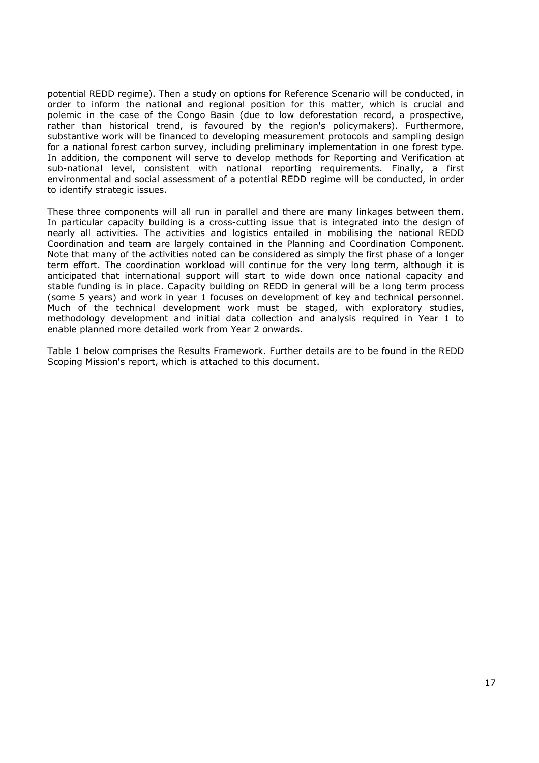potential REDD regime). Then a study on options for Reference Scenario will be conducted, in order to inform the national and regional position for this matter, which is crucial and polemic in the case of the Congo Basin (due to low deforestation record, a prospective, rather than historical trend, is favoured by the region's policymakers). Furthermore, substantive work will be financed to developing measurement protocols and sampling design for a national forest carbon survey, including preliminary implementation in one forest type. In addition, the component will serve to develop methods for Reporting and Verification at sub-national level, consistent with national reporting requirements. Finally, a first environmental and social assessment of a potential REDD regime will be conducted, in order to identify strategic issues.

These three components will all run in parallel and there are many linkages between them. In particular capacity building is a cross-cutting issue that is integrated into the design of nearly all activities. The activities and logistics entailed in mobilising the national REDD Coordination and team are largely contained in the Planning and Coordination Component. Note that many of the activities noted can be considered as simply the first phase of a longer term effort. The coordination workload will continue for the very long term, although it is anticipated that international support will start to wide down once national capacity and stable funding is in place. Capacity building on REDD in general will be a long term process (some 5 years) and work in year 1 focuses on development of key and technical personnel. Much of the technical development work must be staged, with exploratory studies, methodology development and initial data collection and analysis required in Year 1 to enable planned more detailed work from Year 2 onwards.

Table 1 below comprises the Results Framework. Further details are to be found in the REDD Scoping Mission's report, which is attached to this document.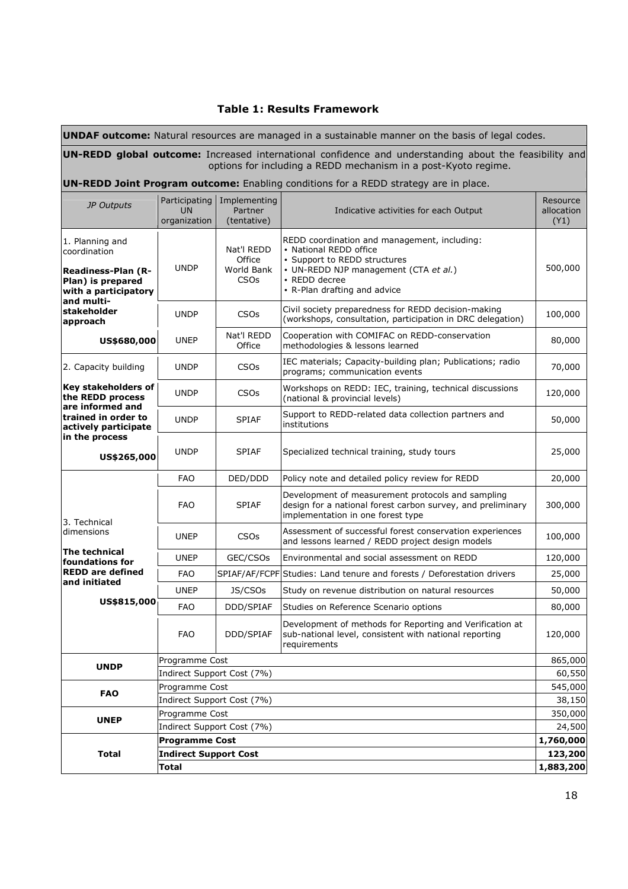### Table 1: Results Framework

| **UNDAF outcome:** Natural resources are managed in a sustainable manner on the basis of legal codes. | | | | |
|---|---|---|---|---|
| **UN-REDD global outcome:** Increased international confidence and understanding about the feasibility and options for including a REDD mechanism in a post-Kyoto regime. | | | | |
| **UN-REDD Joint Program outcome:** Enabling conditions for a REDD strategy are in place. | | | | |
| *JP Outputs* | Participating UN organization | Implementing Partner (tentative) | Indicative activities for each Output | Resource allocation (Y1) |
| 1. Planning and coordination<br><br>**Readiness-Plan (R-Plan) is prepared with a participatory and multi-stakeholder approach**<br><br>**US$680,000** | UNDP | Nat'l REDD Office<br>World Bank<br>CSOs | REDD coordination and management, including:<br>• National REDD office<br>• Support to REDD structures<br>• UN-REDD NJP management (CTA *et al.*)<br>• REDD decree<br>• R-Plan drafting and advice | 500,000 |
| | UNDP | CSOs | Civil society preparedness for REDD decision-making (workshops, consultation, participation in DRC delegation) | 100,000 |
| | UNEP | Nat'l REDD Office | Cooperation with COMIFAC on REDD-conservation methodologies & lessons learned | 80,000 |
| 2. Capacity building<br><br>**Key stakeholders of the REDD process are informed and trained in order to actively participate in the process**<br><br>**US$265,000** | UNDP | CSOs | IEC materials; Capacity-building plan; Publications; radio programs; communication events | 70,000 |
| | UNDP | CSOs | Workshops on REDD: IEC, training, technical discussions (national & provincial levels) | 120,000 |
| | UNDP | SPIAF | Support to REDD-related data collection partners and institutions | 50,000 |
| | UNDP | SPIAF | Specialized technical training, study tours | 25,000 |
| 3. Technical dimensions<br><br>**The technical foundations for REDD are defined and initiated**<br><br>**US$815,000** | FAO | DED/DDD | Policy note and detailed policy review for REDD | 20,000 |
| | FAO | SPIAF | Development of measurement protocols and sampling design for a national forest carbon survey, and preliminary implementation in one forest type | 300,000 |
| | UNEP | CSOs | Assessment of successful forest conservation experiences and lessons learned / REDD project design models | 100,000 |
| | UNEP | GEC/CSOs | Environmental and social assessment on REDD | 120,000 |
| | FAO | SPIAF/AF/FCPF | Studies: Land tenure and forests / Deforestation drivers | 25,000 |
| | UNEP | JS/CSOs | Study on revenue distribution on natural resources | 50,000 |
| | FAO | DDD/SPIAF | Studies on Reference Scenario options | 80,000 |
| | FAO | DDD/SPIAF | Development of methods for Reporting and Verification at sub-national level, consistent with national reporting requirements | 120,000 |
| **UNDP** | Programme Cost | | | 865,000 |
| | Indirect Support Cost (7%) | | | 60,550 |
| **FAO** | Programme Cost | | | 545,000 |
| | Indirect Support Cost (7%) | | | 38,150 |
| **UNEP** | Programme Cost | | | 350,000 |
| | Indirect Support Cost (7%) | | | 24,500 |
| **Total** | **Programme Cost** | | | **1,760,000** |
| | **Indirect Support Cost** | | | **123,200** |
| | **Total** | | | **1,883,200** |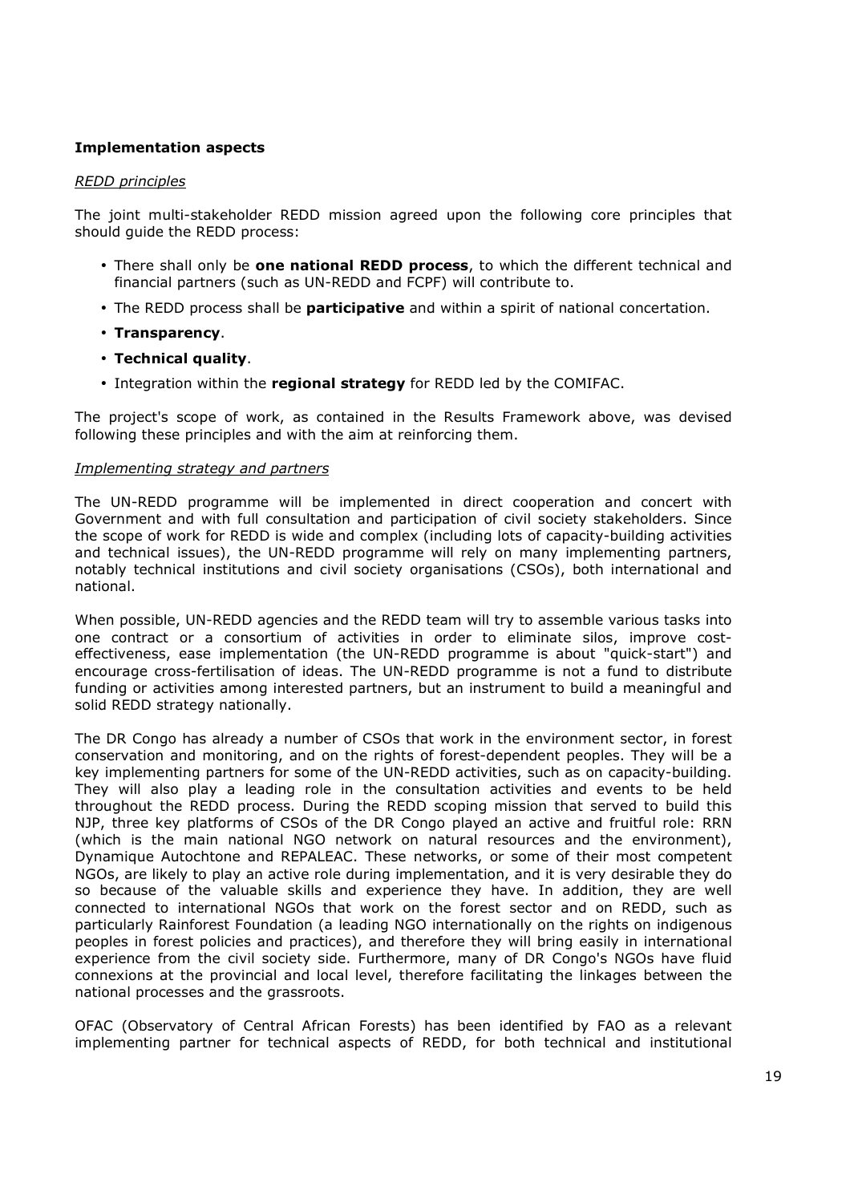**Implementation aspects**

*REDD principles*

The joint multi-stakeholder REDD mission agreed upon the following core principles that should guide the REDD process:

- There shall only be **one national REDD process**, to which the different technical and financial partners (such as UN-REDD and FCPF) will contribute to.
- The REDD process shall be **participative** and within a spirit of national concertation.
- **Transparency**.
- **Technical quality**.
- Integration within the **regional strategy** for REDD led by the COMIFAC.

The project's scope of work, as contained in the Results Framework above, was devised following these principles and with the aim at reinforcing them.

*Implementing strategy and partners*

The UN-REDD programme will be implemented in direct cooperation and concert with Government and with full consultation and participation of civil society stakeholders. Since the scope of work for REDD is wide and complex (including lots of capacity-building activities and technical issues), the UN-REDD programme will rely on many implementing partners, notably technical institutions and civil society organisations (CSOs), both international and national.

When possible, UN-REDD agencies and the REDD team will try to assemble various tasks into one contract or a consortium of activities in order to eliminate silos, improve cost-effectiveness, ease implementation (the UN-REDD programme is about "quick-start") and encourage cross-fertilisation of ideas. The UN-REDD programme is not a fund to distribute funding or activities among interested partners, but an instrument to build a meaningful and solid REDD strategy nationally.

The DR Congo has already a number of CSOs that work in the environment sector, in forest conservation and monitoring, and on the rights of forest-dependent peoples. They will be a key implementing partners for some of the UN-REDD activities, such as on capacity-building. They will also play a leading role in the consultation activities and events to be held throughout the REDD process. During the REDD scoping mission that served to build this NJP, three key platforms of CSOs of the DR Congo played an active and fruitful role: RRN (which is the main national NGO network on natural resources and the environment), Dynamique Autochtone and REPALEAC. These networks, or some of their most competent NGOs, are likely to play an active role during implementation, and it is very desirable they do so because of the valuable skills and experience they have. In addition, they are well connected to international NGOs that work on the forest sector and on REDD, such as particularly Rainforest Foundation (a leading NGO internationally on the rights on indigenous peoples in forest policies and practices), and therefore they will bring easily in international experience from the civil society side. Furthermore, many of DR Congo's NGOs have fluid connexions at the provincial and local level, therefore facilitating the linkages between the national processes and the grassroots.

OFAC (Observatory of Central African Forests) has been identified by FAO as a relevant implementing partner for technical aspects of REDD, for both technical and institutional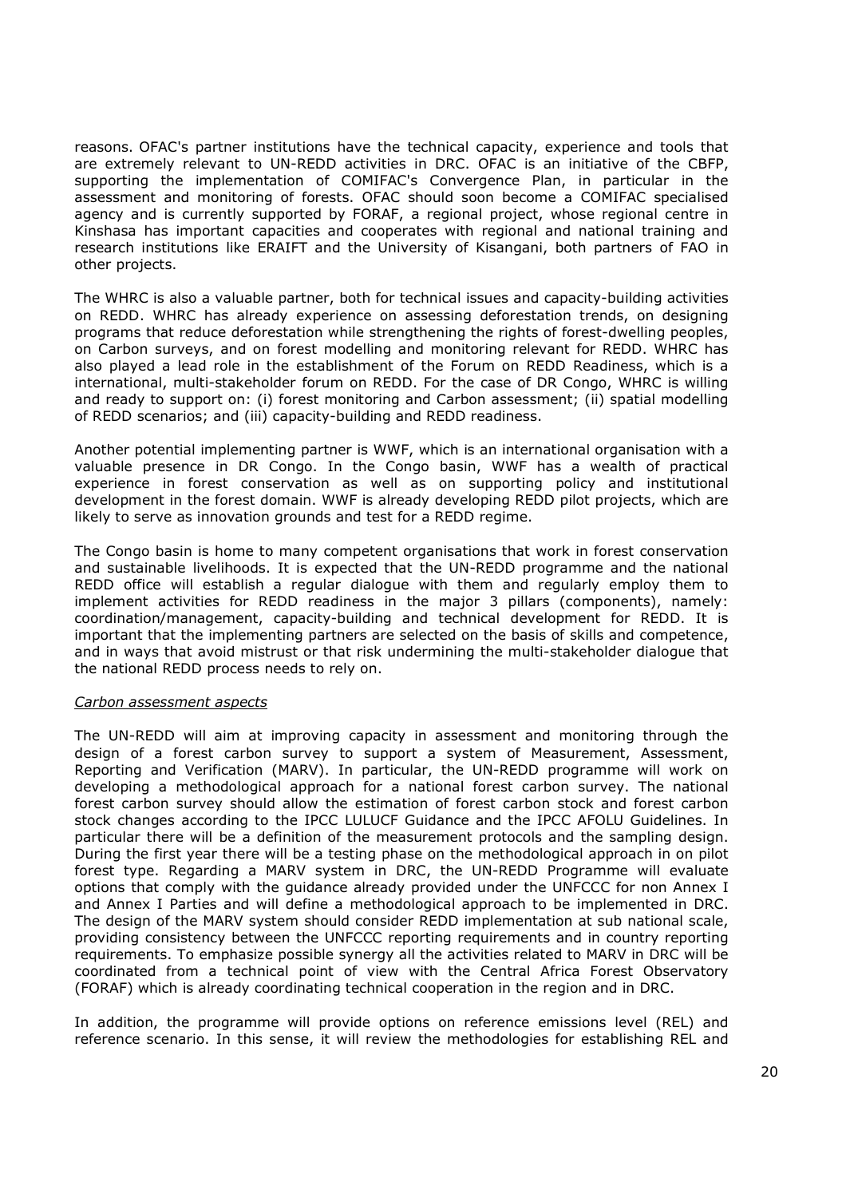reasons. OFAC's partner institutions have the technical capacity, experience and tools that are extremely relevant to UN-REDD activities in DRC. OFAC is an initiative of the CBFP, supporting the implementation of COMIFAC's Convergence Plan, in particular in the assessment and monitoring of forests. OFAC should soon become a COMIFAC specialised agency and is currently supported by FORAF, a regional project, whose regional centre in Kinshasa has important capacities and cooperates with regional and national training and research institutions like ERAIFT and the University of Kisangani, both partners of FAO in other projects.

The WHRC is also a valuable partner, both for technical issues and capacity-building activities on REDD. WHRC has already experience on assessing deforestation trends, on designing programs that reduce deforestation while strengthening the rights of forest-dwelling peoples, on Carbon surveys, and on forest modelling and monitoring relevant for REDD. WHRC has also played a lead role in the establishment of the Forum on REDD Readiness, which is a international, multi-stakeholder forum on REDD. For the case of DR Congo, WHRC is willing and ready to support on: (i) forest monitoring and Carbon assessment; (ii) spatial modelling of REDD scenarios; and (iii) capacity-building and REDD readiness.

Another potential implementing partner is WWF, which is an international organisation with a valuable presence in DR Congo. In the Congo basin, WWF has a wealth of practical experience in forest conservation as well as on supporting policy and institutional development in the forest domain. WWF is already developing REDD pilot projects, which are likely to serve as innovation grounds and test for a REDD regime.

The Congo basin is home to many competent organisations that work in forest conservation and sustainable livelihoods. It is expected that the UN-REDD programme and the national REDD office will establish a regular dialogue with them and regularly employ them to implement activities for REDD readiness in the major 3 pillars (components), namely: coordination/management, capacity-building and technical development for REDD. It is important that the implementing partners are selected on the basis of skills and competence, and in ways that avoid mistrust or that risk undermining the multi-stakeholder dialogue that the national REDD process needs to rely on.

*Carbon assessment aspects*

The UN-REDD will aim at improving capacity in assessment and monitoring through the design of a forest carbon survey to support a system of Measurement, Assessment, Reporting and Verification (MARV). In particular, the UN-REDD programme will work on developing a methodological approach for a national forest carbon survey. The national forest carbon survey should allow the estimation of forest carbon stock and forest carbon stock changes according to the IPCC LULUCF Guidance and the IPCC AFOLU Guidelines. In particular there will be a definition of the measurement protocols and the sampling design. During the first year there will be a testing phase on the methodological approach in on pilot forest type. Regarding a MARV system in DRC, the UN-REDD Programme will evaluate options that comply with the guidance already provided under the UNFCCC for non Annex I and Annex I Parties and will define a methodological approach to be implemented in DRC. The design of the MARV system should consider REDD implementation at sub national scale, providing consistency between the UNFCCC reporting requirements and in country reporting requirements. To emphasize possible synergy all the activities related to MARV in DRC will be coordinated from a technical point of view with the Central Africa Forest Observatory (FORAF) which is already coordinating technical cooperation in the region and in DRC.

In addition, the programme will provide options on reference emissions level (REL) and reference scenario. In this sense, it will review the methodologies for establishing REL and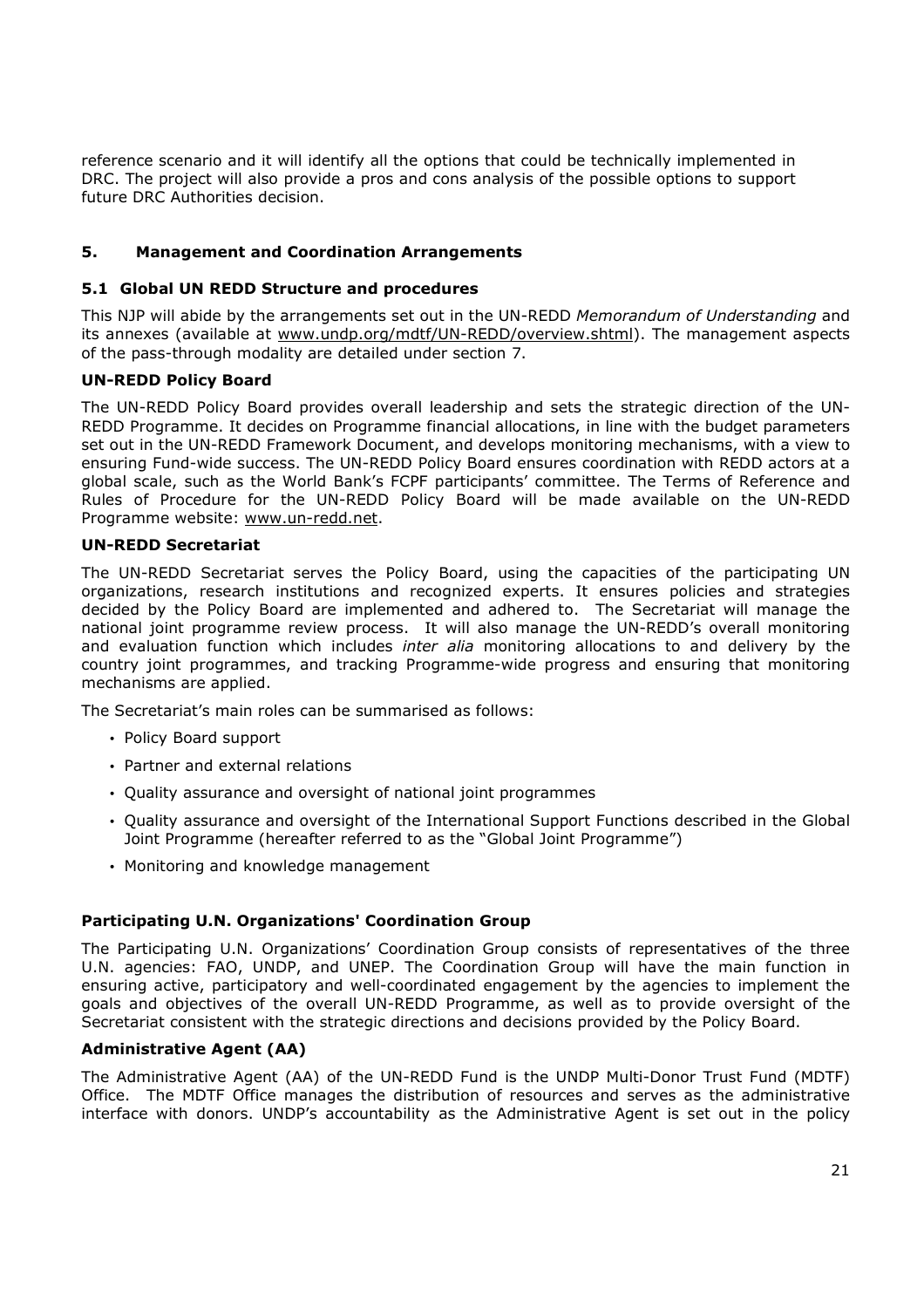reference scenario and it will identify all the options that could be technically implemented in DRC. The project will also provide a pros and cons analysis of the possible options to support future DRC Authorities decision.

## 5. Management and Coordination Arrangements

### 5.1 Global UN REDD Structure and procedures

This NJP will abide by the arrangements set out in the UN-REDD *Memorandum of Understanding* and its annexes (available at www.undp.org/mdtf/UN-REDD/overview.shtml). The management aspects of the pass-through modality are detailed under section 7.

**UN-REDD Policy Board**

The UN-REDD Policy Board provides overall leadership and sets the strategic direction of the UN-REDD Programme. It decides on Programme financial allocations, in line with the budget parameters set out in the UN-REDD Framework Document, and develops monitoring mechanisms, with a view to ensuring Fund-wide success. The UN-REDD Policy Board ensures coordination with REDD actors at a global scale, such as the World Bank's FCPF participants' committee. The Terms of Reference and Rules of Procedure for the UN-REDD Policy Board will be made available on the UN-REDD Programme website: www.un-redd.net.

**UN-REDD Secretariat**

The UN-REDD Secretariat serves the Policy Board, using the capacities of the participating UN organizations, research institutions and recognized experts. It ensures policies and strategies decided by the Policy Board are implemented and adhered to. The Secretariat will manage the national joint programme review process. It will also manage the UN-REDD's overall monitoring and evaluation function which includes *inter alia* monitoring allocations to and delivery by the country joint programmes, and tracking Programme-wide progress and ensuring that monitoring mechanisms are applied.

The Secretariat's main roles can be summarised as follows:

- Policy Board support
- Partner and external relations
- Quality assurance and oversight of national joint programmes
- Quality assurance and oversight of the International Support Functions described in the Global Joint Programme (hereafter referred to as the "Global Joint Programme")
- Monitoring and knowledge management

**Participating U.N. Organizations' Coordination Group**

The Participating U.N. Organizations' Coordination Group consists of representatives of the three U.N. agencies: FAO, UNDP, and UNEP. The Coordination Group will have the main function in ensuring active, participatory and well-coordinated engagement by the agencies to implement the goals and objectives of the overall UN-REDD Programme, as well as to provide oversight of the Secretariat consistent with the strategic directions and decisions provided by the Policy Board.

**Administrative Agent (AA)**

The Administrative Agent (AA) of the UN-REDD Fund is the UNDP Multi-Donor Trust Fund (MDTF) Office. The MDTF Office manages the distribution of resources and serves as the administrative interface with donors. UNDP's accountability as the Administrative Agent is set out in the policy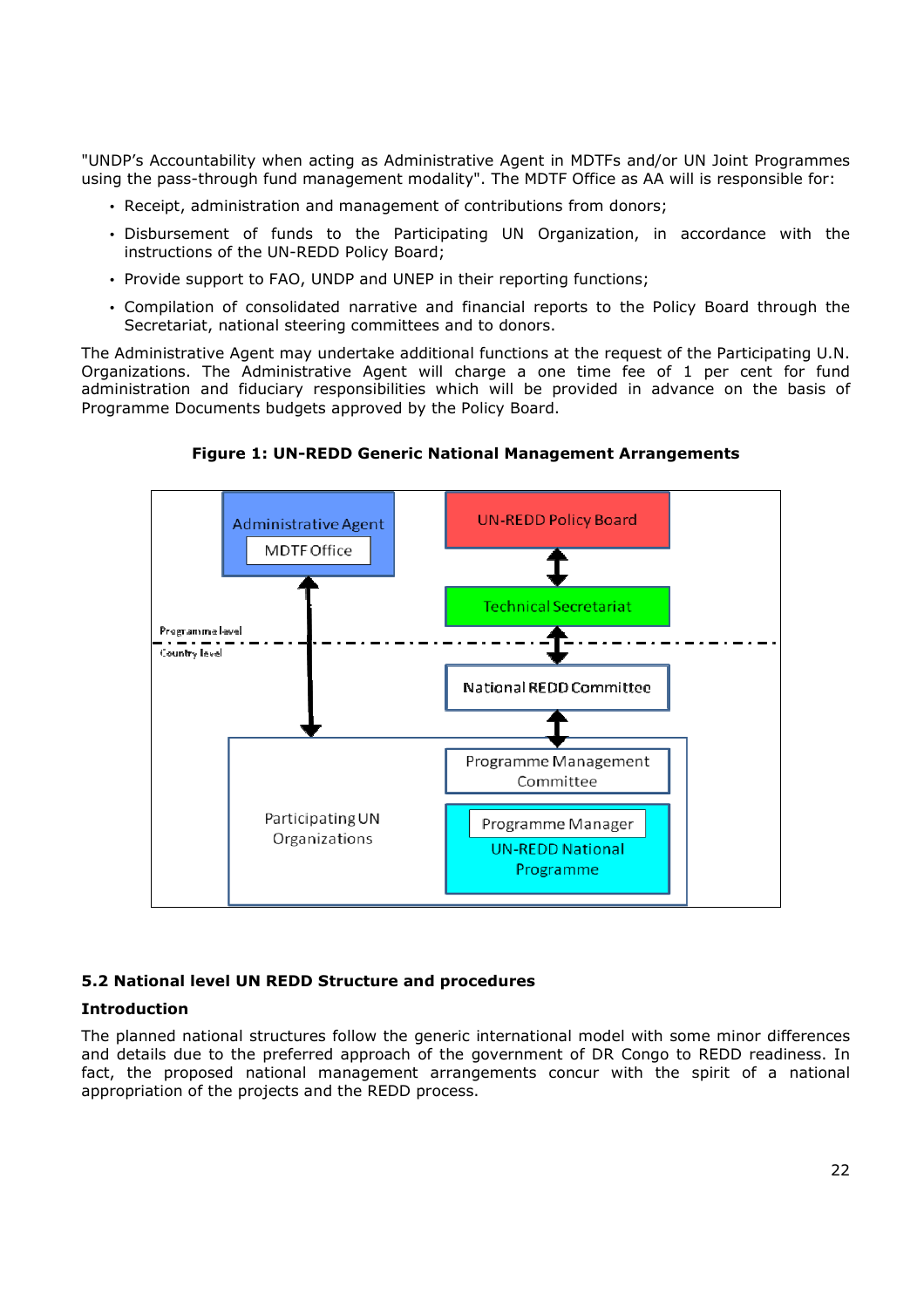"UNDP's Accountability when acting as Administrative Agent in MDTFs and/or UN Joint Programmes using the pass-through fund management modality". The MDTF Office as AA will is responsible for:

- Receipt, administration and management of contributions from donors;
- Disbursement of funds to the Participating UN Organization, in accordance with the instructions of the UN-REDD Policy Board;
- Provide support to FAO, UNDP and UNEP in their reporting functions;
- Compilation of consolidated narrative and financial reports to the Policy Board through the Secretariat, national steering committees and to donors.

The Administrative Agent may undertake additional functions at the request of the Participating U.N. Organizations. The Administrative Agent will charge a one time fee of 1 per cent for fund administration and fiduciary responsibilities which will be provided in advance on the basis of Programme Documents budgets approved by the Policy Board.

**Figure 1: UN-REDD Generic National Management Arrangements**

Administrative Agent

MDTF Office

UN-REDD Policy Board

Technical Secretariat

Programme level

Country level

National REDD Committee

Participating UN Organizations

Programme Management Committee

Programme Manager

UN-REDD National Programme

### 5.2 National level UN REDD Structure and procedures

**Introduction**

The planned national structures follow the generic international model with some minor differences and details due to the preferred approach of the government of DR Congo to REDD readiness. In fact, the proposed national management arrangements concur with the spirit of a national appropriation of the projects and the REDD process.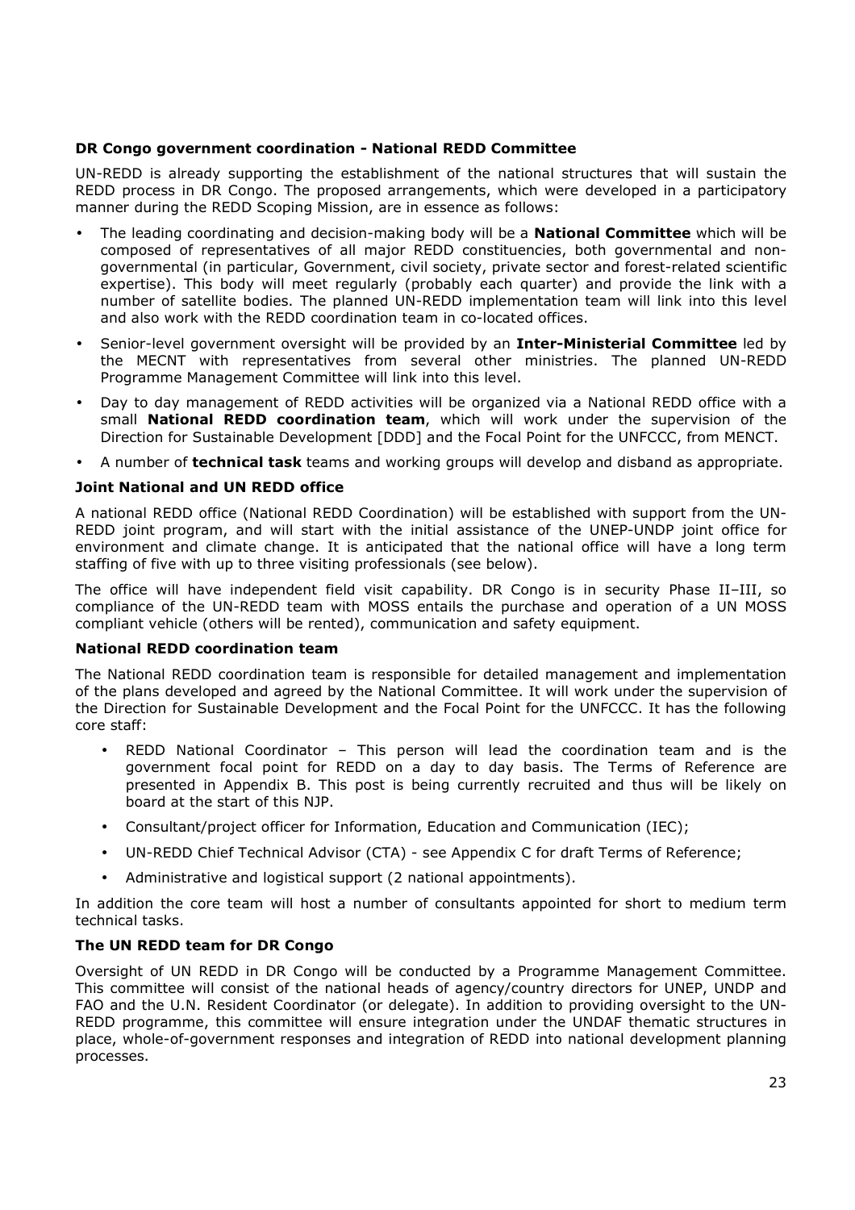### DR Congo government coordination - National REDD Committee

UN-REDD is already supporting the establishment of the national structures that will sustain the REDD process in DR Congo. The proposed arrangements, which were developed in a participatory manner during the REDD Scoping Mission, are in essence as follows:

- The leading coordinating and decision-making body will be a **National Committee** which will be composed of representatives of all major REDD constituencies, both governmental and non-governmental (in particular, Government, civil society, private sector and forest-related scientific expertise). This body will meet regularly (probably each quarter) and provide the link with a number of satellite bodies. The planned UN-REDD implementation team will link into this level and also work with the REDD coordination team in co-located offices.
- Senior-level government oversight will be provided by an **Inter-Ministerial Committee** led by the MECNT with representatives from several other ministries. The planned UN-REDD Programme Management Committee will link into this level.
- Day to day management of REDD activities will be organized via a National REDD office with a small **National REDD coordination team**, which will work under the supervision of the Direction for Sustainable Development [DDD] and the Focal Point for the UNFCCC, from MENCT.
- A number of **technical task** teams and working groups will develop and disband as appropriate.

### Joint National and UN REDD office

A national REDD office (National REDD Coordination) will be established with support from the UN-REDD joint program, and will start with the initial assistance of the UNEP-UNDP joint office for environment and climate change. It is anticipated that the national office will have a long term staffing of five with up to three visiting professionals (see below).

The office will have independent field visit capability. DR Congo is in security Phase II–III, so compliance of the UN-REDD team with MOSS entails the purchase and operation of a UN MOSS compliant vehicle (others will be rented), communication and safety equipment.

### National REDD coordination team

The National REDD coordination team is responsible for detailed management and implementation of the plans developed and agreed by the National Committee. It will work under the supervision of the Direction for Sustainable Development and the Focal Point for the UNFCCC. It has the following core staff:

- REDD National Coordinator – This person will lead the coordination team and is the government focal point for REDD on a day to day basis. The Terms of Reference are presented in Appendix B. This post is being currently recruited and thus will be likely on board at the start of this NJP.
- Consultant/project officer for Information, Education and Communication (IEC);
- UN-REDD Chief Technical Advisor (CTA) - see Appendix C for draft Terms of Reference;
- Administrative and logistical support (2 national appointments).

In addition the core team will host a number of consultants appointed for short to medium term technical tasks.

### The UN REDD team for DR Congo

Oversight of UN REDD in DR Congo will be conducted by a Programme Management Committee. This committee will consist of the national heads of agency/country directors for UNEP, UNDP and FAO and the U.N. Resident Coordinator (or delegate). In addition to providing oversight to the UN-REDD programme, this committee will ensure integration under the UNDAF thematic structures in place, whole-of-government responses and integration of REDD into national development planning processes.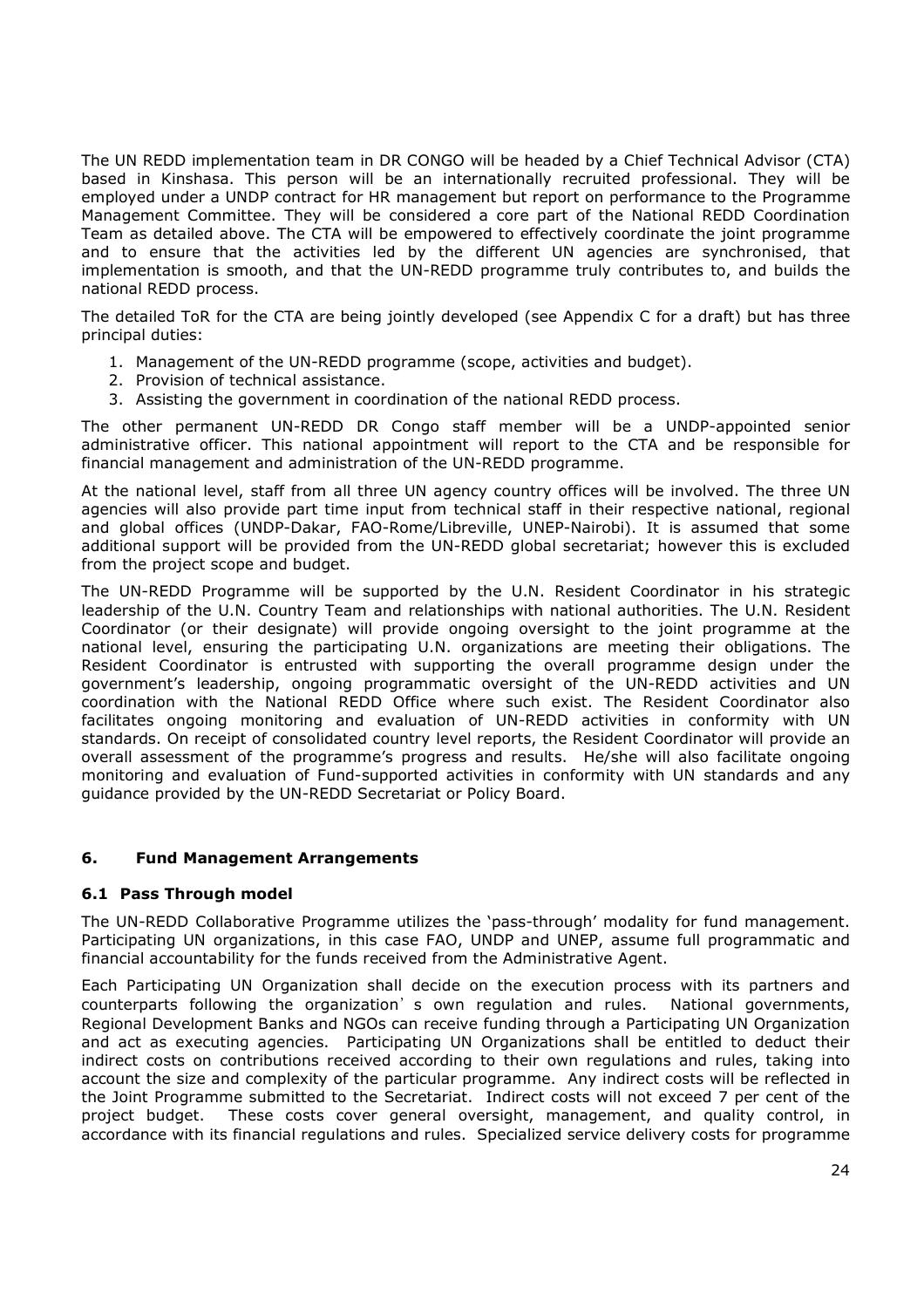The UN REDD implementation team in DR CONGO will be headed by a Chief Technical Advisor (CTA) based in Kinshasa. This person will be an internationally recruited professional. They will be employed under a UNDP contract for HR management but report on performance to the Programme Management Committee. They will be considered a core part of the National REDD Coordination Team as detailed above. The CTA will be empowered to effectively coordinate the joint programme and to ensure that the activities led by the different UN agencies are synchronised, that implementation is smooth, and that the UN-REDD programme truly contributes to, and builds the national REDD process.

The detailed ToR for the CTA are being jointly developed (see Appendix C for a draft) but has three principal duties:

1. Management of the UN-REDD programme (scope, activities and budget).
2. Provision of technical assistance.
3. Assisting the government in coordination of the national REDD process.

The other permanent UN-REDD DR Congo staff member will be a UNDP-appointed senior administrative officer. This national appointment will report to the CTA and be responsible for financial management and administration of the UN-REDD programme.

At the national level, staff from all three UN agency country offices will be involved. The three UN agencies will also provide part time input from technical staff in their respective national, regional and global offices (UNDP-Dakar, FAO-Rome/Libreville, UNEP-Nairobi). It is assumed that some additional support will be provided from the UN-REDD global secretariat; however this is excluded from the project scope and budget.

The UN-REDD Programme will be supported by the U.N. Resident Coordinator in his strategic leadership of the U.N. Country Team and relationships with national authorities. The U.N. Resident Coordinator (or their designate) will provide ongoing oversight to the joint programme at the national level, ensuring the participating U.N. organizations are meeting their obligations. The Resident Coordinator is entrusted with supporting the overall programme design under the government's leadership, ongoing programmatic oversight of the UN-REDD activities and UN coordination with the National REDD Office where such exist. The Resident Coordinator also facilitates ongoing monitoring and evaluation of UN-REDD activities in conformity with UN standards. On receipt of consolidated country level reports, the Resident Coordinator will provide an overall assessment of the programme's progress and results. He/she will also facilitate ongoing monitoring and evaluation of Fund-supported activities in conformity with UN standards and any guidance provided by the UN-REDD Secretariat or Policy Board.

## 6. Fund Management Arrangements

### 6.1 Pass Through model

The UN-REDD Collaborative Programme utilizes the 'pass-through' modality for fund management. Participating UN organizations, in this case FAO, UNDP and UNEP, assume full programmatic and financial accountability for the funds received from the Administrative Agent.

Each Participating UN Organization shall decide on the execution process with its partners and counterparts following the organization's own regulation and rules. National governments, Regional Development Banks and NGOs can receive funding through a Participating UN Organization and act as executing agencies. Participating UN Organizations shall be entitled to deduct their indirect costs on contributions received according to their own regulations and rules, taking into account the size and complexity of the particular programme. Any indirect costs will be reflected in the Joint Programme submitted to the Secretariat. Indirect costs will not exceed 7 per cent of the project budget. These costs cover general oversight, management, and quality control, in accordance with its financial regulations and rules. Specialized service delivery costs for programme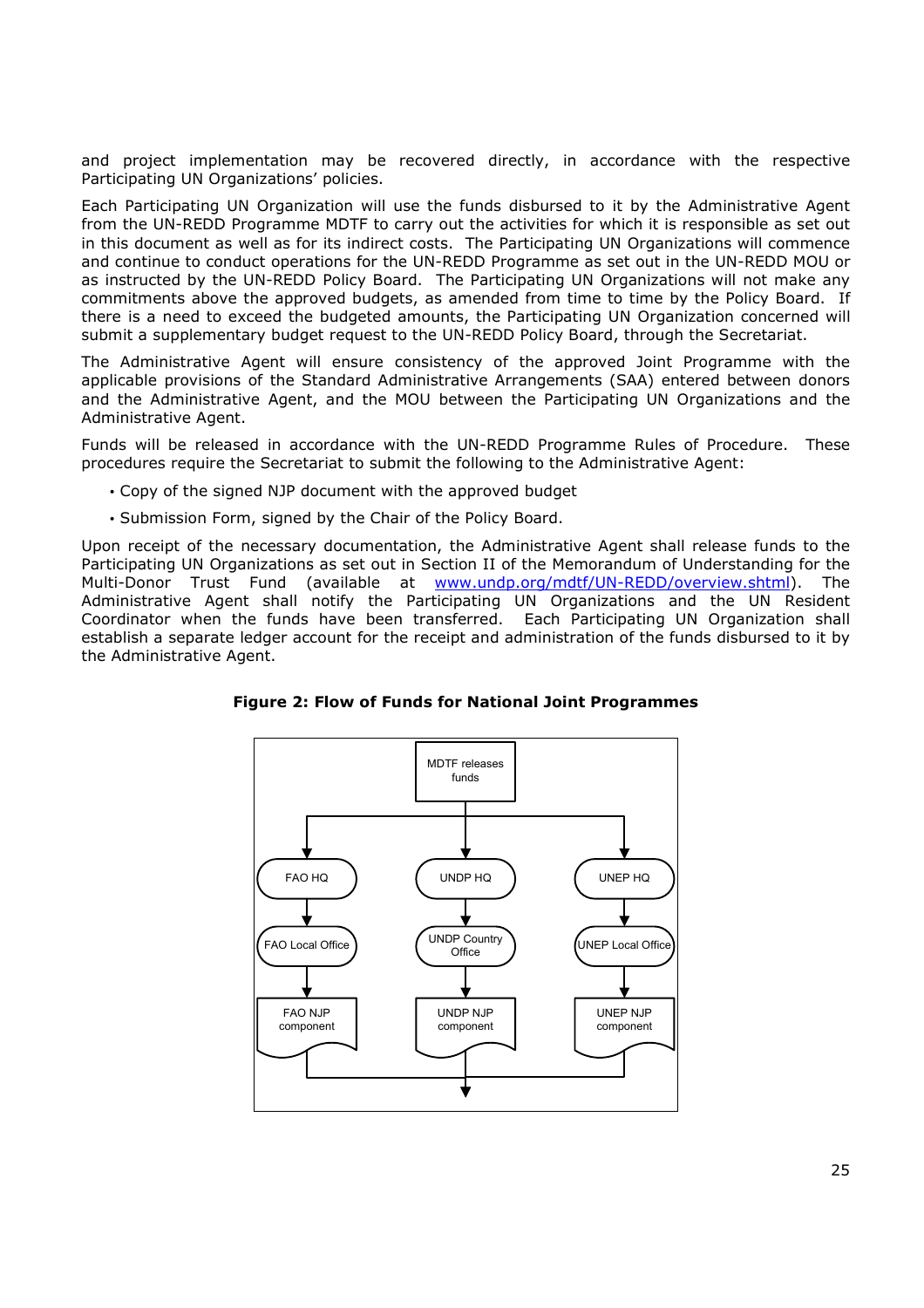and project implementation may be recovered directly, in accordance with the respective Participating UN Organizations' policies.

Each Participating UN Organization will use the funds disbursed to it by the Administrative Agent from the UN-REDD Programme MDTF to carry out the activities for which it is responsible as set out in this document as well as for its indirect costs. The Participating UN Organizations will commence and continue to conduct operations for the UN-REDD Programme as set out in the UN-REDD MOU or as instructed by the UN-REDD Policy Board. The Participating UN Organizations will not make any commitments above the approved budgets, as amended from time to time by the Policy Board. If there is a need to exceed the budgeted amounts, the Participating UN Organization concerned will submit a supplementary budget request to the UN-REDD Policy Board, through the Secretariat.

The Administrative Agent will ensure consistency of the approved Joint Programme with the applicable provisions of the Standard Administrative Arrangements (SAA) entered between donors and the Administrative Agent, and the MOU between the Participating UN Organizations and the Administrative Agent.

Funds will be released in accordance with the UN-REDD Programme Rules of Procedure. These procedures require the Secretariat to submit the following to the Administrative Agent:

- Copy of the signed NJP document with the approved budget
- Submission Form, signed by the Chair of the Policy Board.

Upon receipt of the necessary documentation, the Administrative Agent shall release funds to the Participating UN Organizations as set out in Section II of the Memorandum of Understanding for the Multi-Donor Trust Fund (available at www.undp.org/mdtf/UN-REDD/overview.shtml). The Administrative Agent shall notify the Participating UN Organizations and the UN Resident Coordinator when the funds have been transferred. Each Participating UN Organization shall establish a separate ledger account for the receipt and administration of the funds disbursed to it by the Administrative Agent.

**Figure 2: Flow of Funds for National Joint Programmes**

MDTF releases funds

FAO HQ → FAO Local Office → FAO NJP component

UNDP HQ → UNDP Country Office → UNDP NJP component

UNEP HQ → UNEP Local Office → UNEP NJP component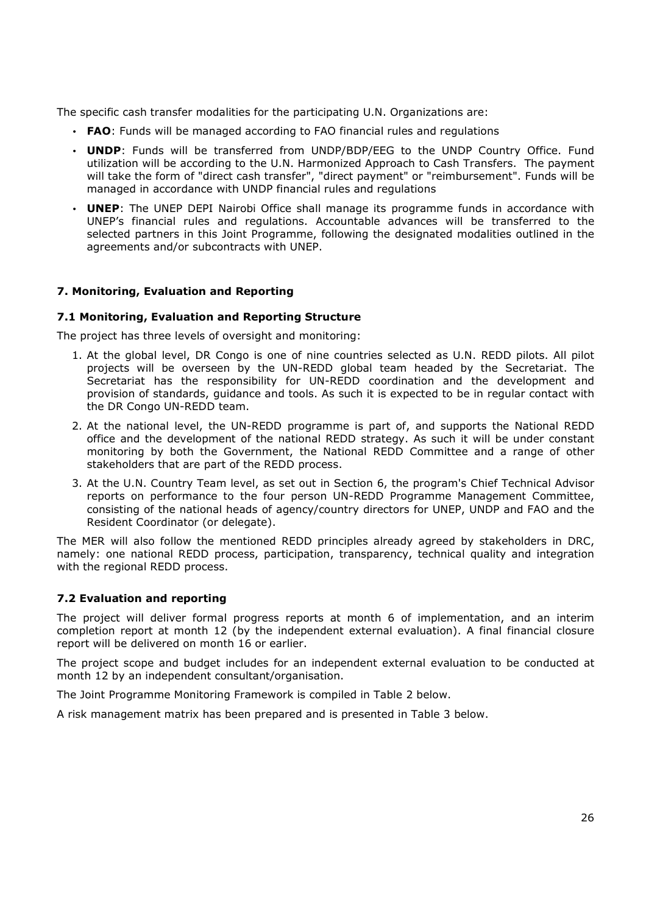The specific cash transfer modalities for the participating U.N. Organizations are:

- **FAO**: Funds will be managed according to FAO financial rules and regulations
- **UNDP**: Funds will be transferred from UNDP/BDP/EEG to the UNDP Country Office. Fund utilization will be according to the U.N. Harmonized Approach to Cash Transfers. The payment will take the form of "direct cash transfer", "direct payment" or "reimbursement". Funds will be managed in accordance with UNDP financial rules and regulations
- **UNEP**: The UNEP DEPI Nairobi Office shall manage its programme funds in accordance with UNEP's financial rules and regulations. Accountable advances will be transferred to the selected partners in this Joint Programme, following the designated modalities outlined in the agreements and/or subcontracts with UNEP.

### 7. Monitoring, Evaluation and Reporting

#### 7.1 Monitoring, Evaluation and Reporting Structure

The project has three levels of oversight and monitoring:

1. At the global level, DR Congo is one of nine countries selected as U.N. REDD pilots. All pilot projects will be overseen by the UN-REDD global team headed by the Secretariat. The Secretariat has the responsibility for UN-REDD coordination and the development and provision of standards, guidance and tools. As such it is expected to be in regular contact with the DR Congo UN-REDD team.
2. At the national level, the UN-REDD programme is part of, and supports the National REDD office and the development of the national REDD strategy. As such it will be under constant monitoring by both the Government, the National REDD Committee and a range of other stakeholders that are part of the REDD process.
3. At the U.N. Country Team level, as set out in Section 6, the program's Chief Technical Advisor reports on performance to the four person UN-REDD Programme Management Committee, consisting of the national heads of agency/country directors for UNEP, UNDP and FAO and the Resident Coordinator (or delegate).

The MER will also follow the mentioned REDD principles already agreed by stakeholders in DRC, namely: one national REDD process, participation, transparency, technical quality and integration with the regional REDD process.

#### 7.2 Evaluation and reporting

The project will deliver formal progress reports at month 6 of implementation, and an interim completion report at month 12 (by the independent external evaluation). A final financial closure report will be delivered on month 16 or earlier.

The project scope and budget includes for an independent external evaluation to be conducted at month 12 by an independent consultant/organisation.

The Joint Programme Monitoring Framework is compiled in Table 2 below.

A risk management matrix has been prepared and is presented in Table 3 below.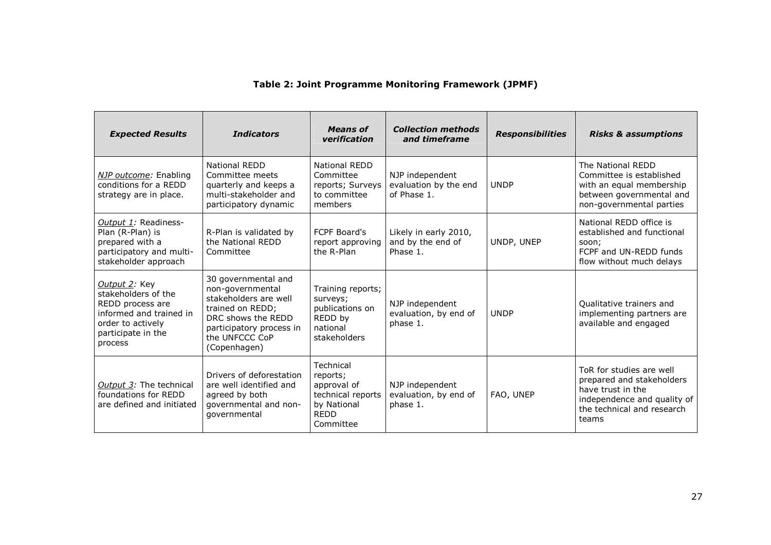**Table 2: Joint Programme Monitoring Framework (JPMF)**

| ***Expected Results*** | ***Indicators*** | ***Means of verification*** | ***Collection methods and timeframe*** | ***Responsibilities*** | ***Risks & assumptions*** |
|---|---|---|---|---|---|
| *NJP outcome:* Enabling conditions for a REDD strategy are in place. | National REDD Committee meets quarterly and keeps a multi-stakeholder and participatory dynamic | National REDD Committee reports; Surveys to committee members | NJP independent evaluation by the end of Phase 1. | UNDP | The National REDD Committee is established with an equal membership between governmental and non-governmental parties |
| *Output 1:* Readiness-Plan (R-Plan) is prepared with a participatory and multi-stakeholder approach | R-Plan is validated by the National REDD Committee | FCPF Board's report approving the R-Plan | Likely in early 2010, and by the end of Phase 1. | UNDP, UNEP | National REDD office is established and functional soon; FCPF and UN-REDD funds flow without much delays |
| *Output 2:* Key stakeholders of the REDD process are informed and trained in order to actively participate in the process | 30 governmental and non-governmental stakeholders are well trained on REDD; DRC shows the REDD participatory process in the UNFCCC CoP (Copenhagen) | Training reports; surveys; publications on REDD by national stakeholders | NJP independent evaluation, by end of phase 1. | UNDP | Qualitative trainers and implementing partners are available and engaged |
| *Output 3:* The technical foundations for REDD are defined and initiated | Drivers of deforestation are well identified and agreed by both governmental and non-governmental | Technical reports; approval of technical reports by National REDD Committee | NJP independent evaluation, by end of phase 1. | FAO, UNEP | ToR for studies are well prepared and stakeholders have trust in the independence and quality of the technical and research teams |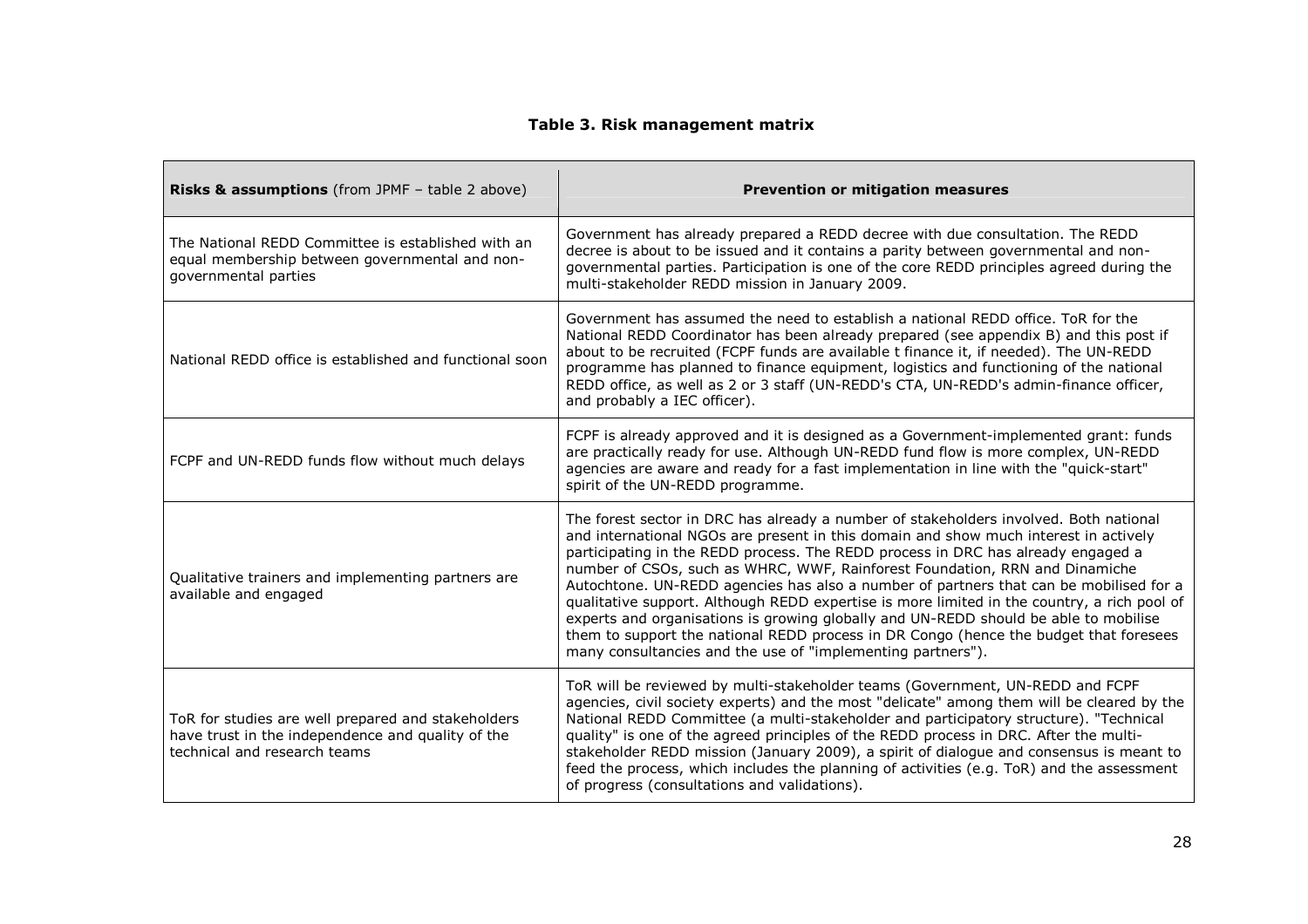**Table 3. Risk management matrix**

| **Risks & assumptions** (from JPMF – table 2 above) | **Prevention or mitigation measures** |
|---|---|
| The National REDD Committee is established with an equal membership between governmental and non-governmental parties | Government has already prepared a REDD decree with due consultation. The REDD decree is about to be issued and it contains a parity between governmental and non-governmental parties. Participation is one of the core REDD principles agreed during the multi-stakeholder REDD mission in January 2009. |
| National REDD office is established and functional soon | Government has assumed the need to establish a national REDD office. ToR for the National REDD Coordinator has been already prepared (see appendix B) and this post if about to be recruited (FCPF funds are available t finance it, if needed). The UN-REDD programme has planned to finance equipment, logistics and functioning of the national REDD office, as well as 2 or 3 staff (UN-REDD's CTA, UN-REDD's admin-finance officer, and probably a IEC officer). |
| FCPF and UN-REDD funds flow without much delays | FCPF is already approved and it is designed as a Government-implemented grant: funds are practically ready for use. Although UN-REDD fund flow is more complex, UN-REDD agencies are aware and ready for a fast implementation in line with the "quick-start" spirit of the UN-REDD programme. |
| Qualitative trainers and implementing partners are available and engaged | The forest sector in DRC has already a number of stakeholders involved. Both national and international NGOs are present in this domain and show much interest in actively participating in the REDD process. The REDD process in DRC has already engaged a number of CSOs, such as WHRC, WWF, Rainforest Foundation, RRN and Dinamiche Autochtone. UN-REDD agencies has also a number of partners that can be mobilised for a qualitative support. Although REDD expertise is more limited in the country, a rich pool of experts and organisations is growing globally and UN-REDD should be able to mobilise them to support the national REDD process in DR Congo (hence the budget that foresees many consultancies and the use of "implementing partners"). |
| ToR for studies are well prepared and stakeholders have trust in the independence and quality of the technical and research teams | ToR will be reviewed by multi-stakeholder teams (Government, UN-REDD and FCPF agencies, civil society experts) and the most "delicate" among them will be cleared by the National REDD Committee (a multi-stakeholder and participatory structure). "Technical quality" is one of the agreed principles of the REDD process in DRC. After the multi-stakeholder REDD mission (January 2009), a spirit of dialogue and consensus is meant to feed the process, which includes the planning of activities (e.g. ToR) and the assessment of progress (consultations and validations). |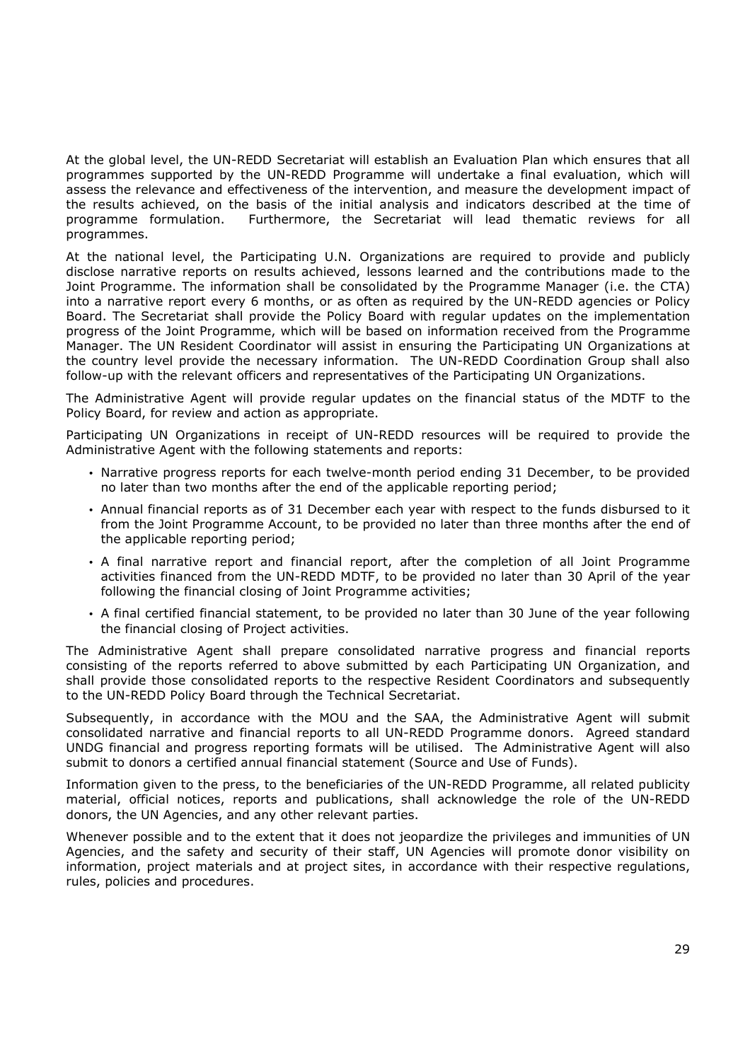At the global level, the UN-REDD Secretariat will establish an Evaluation Plan which ensures that all programmes supported by the UN-REDD Programme will undertake a final evaluation, which will assess the relevance and effectiveness of the intervention, and measure the development impact of the results achieved, on the basis of the initial analysis and indicators described at the time of programme formulation. Furthermore, the Secretariat will lead thematic reviews for all programmes.

At the national level, the Participating U.N. Organizations are required to provide and publicly disclose narrative reports on results achieved, lessons learned and the contributions made to the Joint Programme. The information shall be consolidated by the Programme Manager (i.e. the CTA) into a narrative report every 6 months, or as often as required by the UN-REDD agencies or Policy Board. The Secretariat shall provide the Policy Board with regular updates on the implementation progress of the Joint Programme, which will be based on information received from the Programme Manager. The UN Resident Coordinator will assist in ensuring the Participating UN Organizations at the country level provide the necessary information. The UN-REDD Coordination Group shall also follow-up with the relevant officers and representatives of the Participating UN Organizations.

The Administrative Agent will provide regular updates on the financial status of the MDTF to the Policy Board, for review and action as appropriate.

Participating UN Organizations in receipt of UN-REDD resources will be required to provide the Administrative Agent with the following statements and reports:

- Narrative progress reports for each twelve-month period ending 31 December, to be provided no later than two months after the end of the applicable reporting period;
- Annual financial reports as of 31 December each year with respect to the funds disbursed to it from the Joint Programme Account, to be provided no later than three months after the end of the applicable reporting period;
- A final narrative report and financial report, after the completion of all Joint Programme activities financed from the UN-REDD MDTF, to be provided no later than 30 April of the year following the financial closing of Joint Programme activities;
- A final certified financial statement, to be provided no later than 30 June of the year following the financial closing of Project activities.

The Administrative Agent shall prepare consolidated narrative progress and financial reports consisting of the reports referred to above submitted by each Participating UN Organization, and shall provide those consolidated reports to the respective Resident Coordinators and subsequently to the UN-REDD Policy Board through the Technical Secretariat.

Subsequently, in accordance with the MOU and the SAA, the Administrative Agent will submit consolidated narrative and financial reports to all UN-REDD Programme donors. Agreed standard UNDG financial and progress reporting formats will be utilised. The Administrative Agent will also submit to donors a certified annual financial statement (Source and Use of Funds).

Information given to the press, to the beneficiaries of the UN-REDD Programme, all related publicity material, official notices, reports and publications, shall acknowledge the role of the UN-REDD donors, the UN Agencies, and any other relevant parties.

Whenever possible and to the extent that it does not jeopardize the privileges and immunities of UN Agencies, and the safety and security of their staff, UN Agencies will promote donor visibility on information, project materials and at project sites, in accordance with their respective regulations, rules, policies and procedures.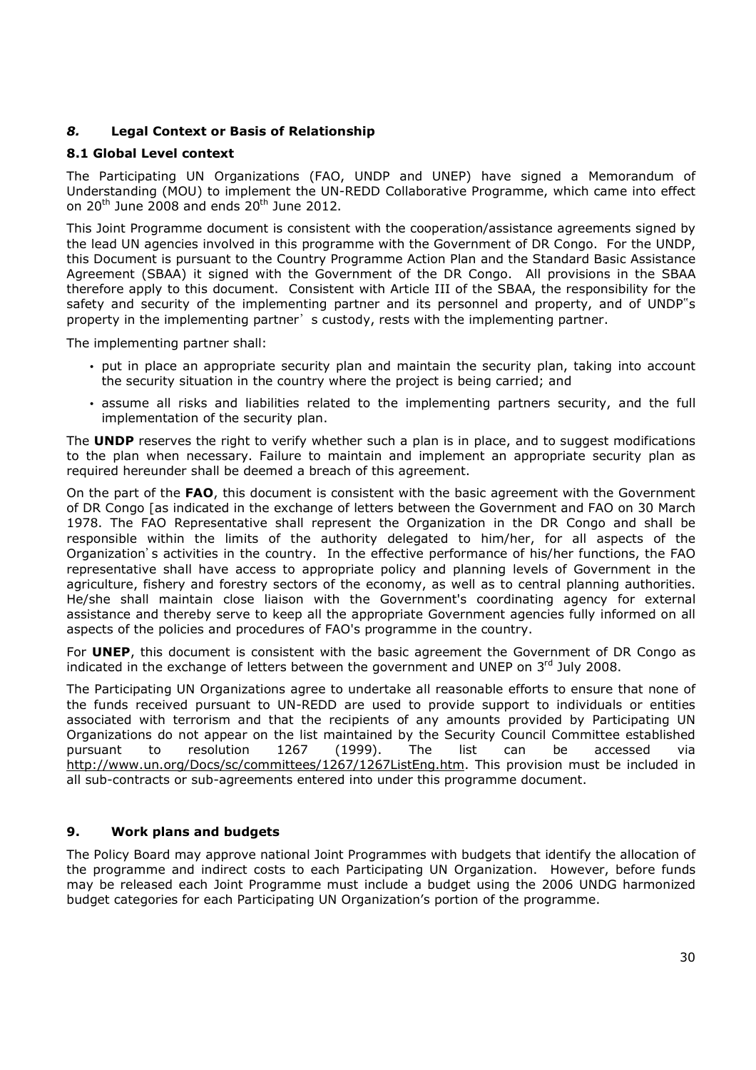## *8.* Legal Context or Basis of Relationship

### 8.1 Global Level context

The Participating UN Organizations (FAO, UNDP and UNEP) have signed a Memorandum of Understanding (MOU) to implement the UN-REDD Collaborative Programme, which came into effect on 20th June 2008 and ends 20th June 2012.

This Joint Programme document is consistent with the cooperation/assistance agreements signed by the lead UN agencies involved in this programme with the Government of DR Congo. For the UNDP, this Document is pursuant to the Country Programme Action Plan and the Standard Basic Assistance Agreement (SBAA) it signed with the Government of the DR Congo. All provisions in the SBAA therefore apply to this document. Consistent with Article III of the SBAA, the responsibility for the safety and security of the implementing partner and its personnel and property, and of UNDP"s property in the implementing partner' s custody, rests with the implementing partner.

The implementing partner shall:

- put in place an appropriate security plan and maintain the security plan, taking into account the security situation in the country where the project is being carried; and
- assume all risks and liabilities related to the implementing partners security, and the full implementation of the security plan.

The **UNDP** reserves the right to verify whether such a plan is in place, and to suggest modifications to the plan when necessary. Failure to maintain and implement an appropriate security plan as required hereunder shall be deemed a breach of this agreement.

On the part of the **FAO**, this document is consistent with the basic agreement with the Government of DR Congo [as indicated in the exchange of letters between the Government and FAO on 30 March 1978. The FAO Representative shall represent the Organization in the DR Congo and shall be responsible within the limits of the authority delegated to him/her, for all aspects of the Organization' s activities in the country. In the effective performance of his/her functions, the FAO representative shall have access to appropriate policy and planning levels of Government in the agriculture, fishery and forestry sectors of the economy, as well as to central planning authorities. He/she shall maintain close liaison with the Government's coordinating agency for external assistance and thereby serve to keep all the appropriate Government agencies fully informed on all aspects of the policies and procedures of FAO's programme in the country.

For **UNEP**, this document is consistent with the basic agreement the Government of DR Congo as indicated in the exchange of letters between the government and UNEP on 3rd July 2008.

The Participating UN Organizations agree to undertake all reasonable efforts to ensure that none of the funds received pursuant to UN-REDD are used to provide support to individuals or entities associated with terrorism and that the recipients of any amounts provided by Participating UN Organizations do not appear on the list maintained by the Security Council Committee established pursuant to resolution 1267 (1999). The list can be accessed via http://www.un.org/Docs/sc/committees/1267/1267ListEng.htm. This provision must be included in all sub-contracts or sub-agreements entered into under this programme document.

## 9. Work plans and budgets

The Policy Board may approve national Joint Programmes with budgets that identify the allocation of the programme and indirect costs to each Participating UN Organization. However, before funds may be released each Joint Programme must include a budget using the 2006 UNDG harmonized budget categories for each Participating UN Organization's portion of the programme.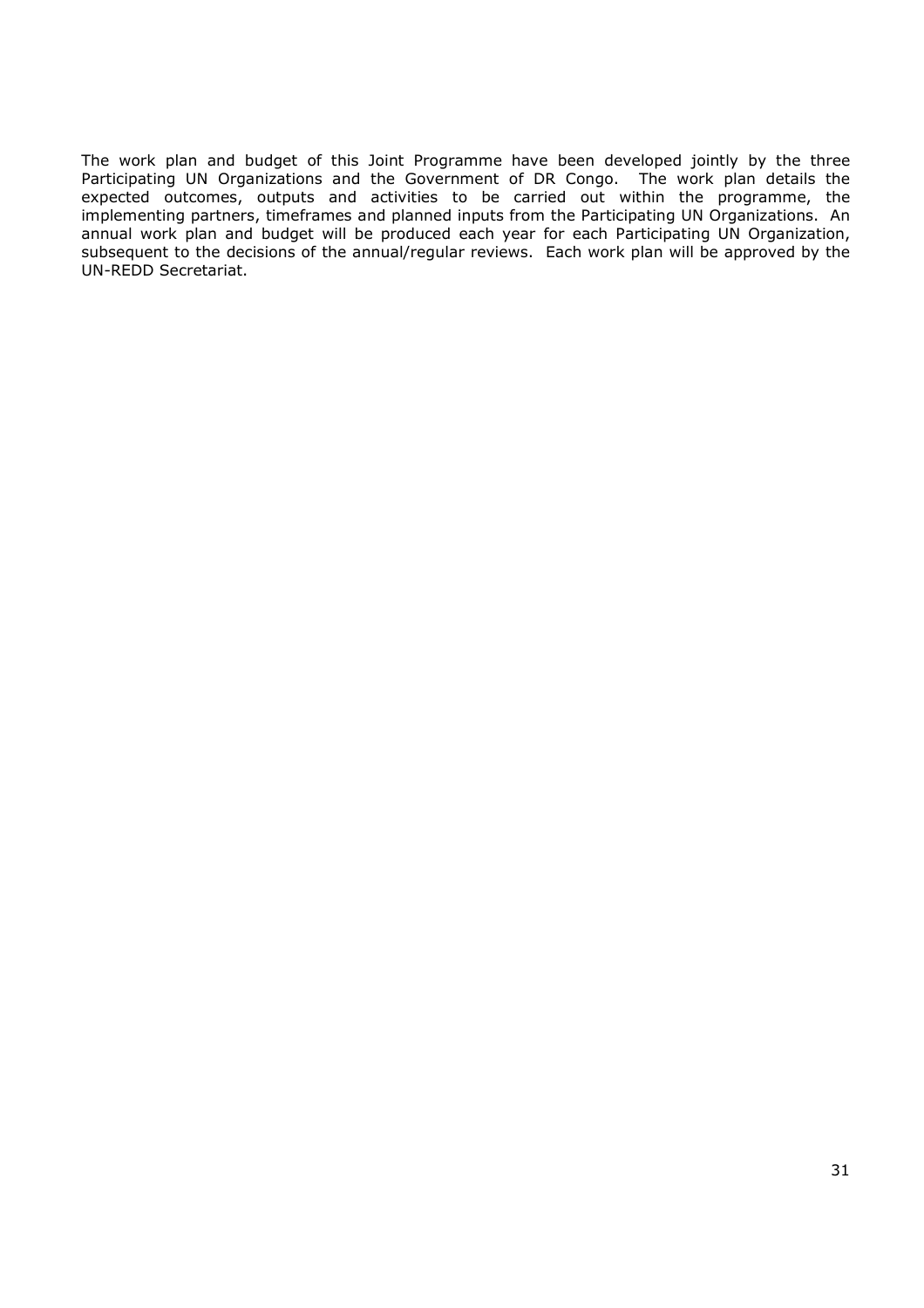The work plan and budget of this Joint Programme have been developed jointly by the three Participating UN Organizations and the Government of DR Congo. The work plan details the expected outcomes, outputs and activities to be carried out within the programme, the implementing partners, timeframes and planned inputs from the Participating UN Organizations. An annual work plan and budget will be produced each year for each Participating UN Organization, subsequent to the decisions of the annual/regular reviews. Each work plan will be approved by the UN-REDD Secretariat.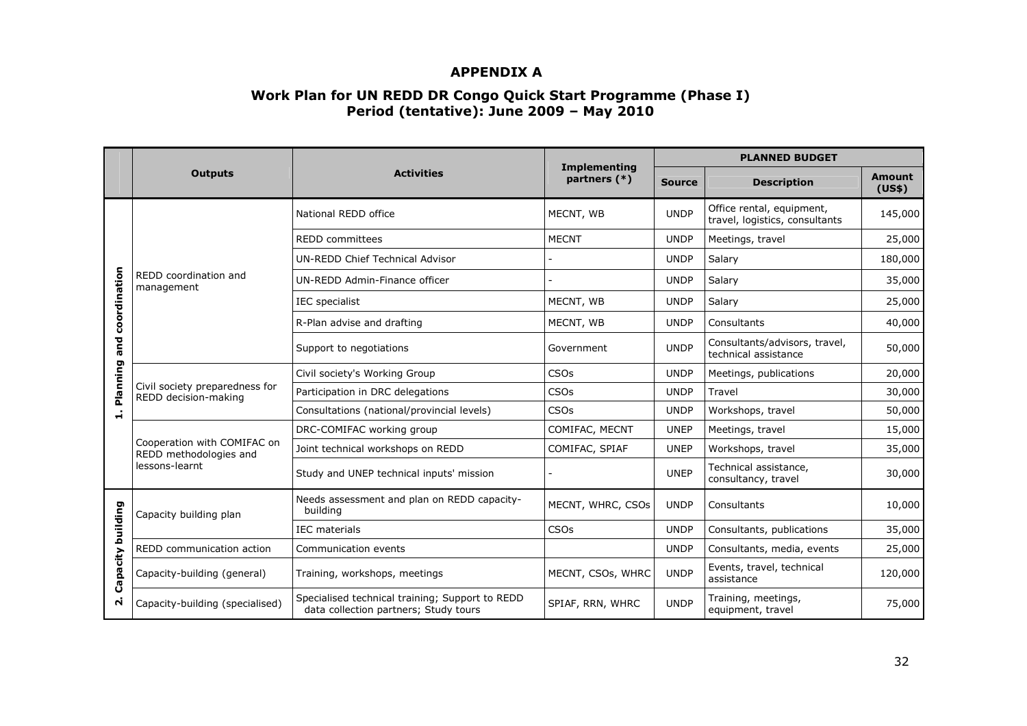# APPENDIX A

## Work Plan for UN REDD DR Congo Quick Start Programme (Phase I)
## Period (tentative): June 2009 – May 2010

| | Outputs | Activities | Implementing partners (*) | PLANNED BUDGET | | |
|---|---|---|---|---|---|---|
| | | | | Source | Description | Amount (US$) |
| 1. Planning and coordination | REDD coordination and management | National REDD office | MECNT, WB | UNDP | Office rental, equipment, travel, logistics, consultants | 145,000 |
| | | REDD committees | MECNT | UNDP | Meetings, travel | 25,000 |
| | | UN-REDD Chief Technical Advisor | - | UNDP | Salary | 180,000 |
| | | UN-REDD Admin-Finance officer | - | UNDP | Salary | 35,000 |
| | | IEC specialist | MECNT, WB | UNDP | Salary | 25,000 |
| | | R-Plan advise and drafting | MECNT, WB | UNDP | Consultants | 40,000 |
| | | Support to negotiations | Government | UNDP | Consultants/advisors, travel, technical assistance | 50,000 |
| | Civil society preparedness for REDD decision-making | Civil society's Working Group | CSOs | UNDP | Meetings, publications | 20,000 |
| | | Participation in DRC delegations | CSOs | UNDP | Travel | 30,000 |
| | | Consultations (national/provincial levels) | CSOs | UNDP | Workshops, travel | 50,000 |
| | Cooperation with COMIFAC on REDD methodologies and lessons-learnt | DRC-COMIFAC working group | COMIFAC, MECNT | UNEP | Meetings, travel | 15,000 |
| | | Joint technical workshops on REDD | COMIFAC, SPIAF | UNEP | Workshops, travel | 35,000 |
| | | Study and UNEP technical inputs' mission | - | UNEP | Technical assistance, consultancy, travel | 30,000 |
| 2. Capacity building | Capacity building plan | Needs assessment and plan on REDD capacity-building | MECNT, WHRC, CSOs | UNDP | Consultants | 10,000 |
| | | IEC materials | CSOs | UNDP | Consultants, publications | 35,000 |
| | REDD communication action | Communication events | | UNDP | Consultants, media, events | 25,000 |
| | Capacity-building (general) | Training, workshops, meetings | MECNT, CSOs, WHRC | UNDP | Events, travel, technical assistance | 120,000 |
| | Capacity-building (specialised) | Specialised technical training; Support to REDD data collection partners; Study tours | SPIAF, RRN, WHRC | UNDP | Training, meetings, equipment, travel | 75,000 |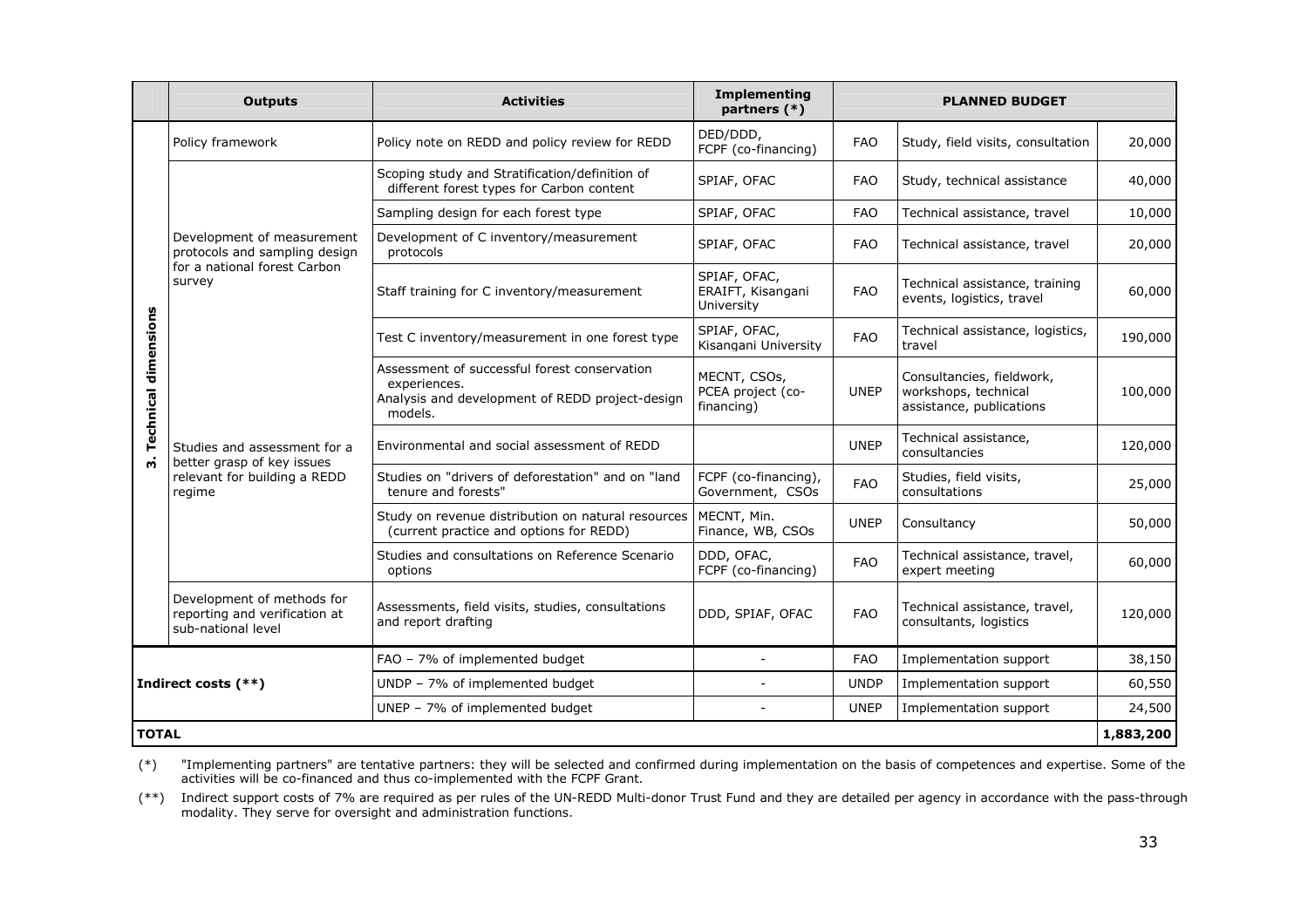| | Outputs | Activities | Implementing partners (*) | PLANNED BUDGET | | |
|---|---|---|---|---|---|---|
| 3. Technical dimensions | Policy framework | Policy note on REDD and policy review for REDD | DED/DDD, FCPF (co-financing) | FAO | Study, field visits, consultation | 20,000 |
| | Development of measurement protocols and sampling design for a national forest Carbon survey | Scoping study and Stratification/definition of different forest types for Carbon content | SPIAF, OFAC | FAO | Study, technical assistance | 40,000 |
| | | Sampling design for each forest type | SPIAF, OFAC | FAO | Technical assistance, travel | 10,000 |
| | | Development of C inventory/measurement protocols | SPIAF, OFAC | FAO | Technical assistance, travel | 20,000 |
| | | Staff training for C inventory/measurement | SPIAF, OFAC, ERAIFT, Kisangani University | FAO | Technical assistance, training events, logistics, travel | 60,000 |
| | | Test C inventory/measurement in one forest type | SPIAF, OFAC, Kisangani University | FAO | Technical assistance, logistics, travel | 190,000 |
| | Studies and assessment for a better grasp of key issues relevant for building a REDD regime | Assessment of successful forest conservation experiences. Analysis and development of REDD project-design models. | MECNT, CSOs, PCEA project (co-financing) | UNEP | Consultancies, fieldwork, workshops, technical assistance, publications | 100,000 |
| | | Environmental and social assessment of REDD | | UNEP | Technical assistance, consultancies | 120,000 |
| | | Studies on "drivers of deforestation" and on "land tenure and forests" | FCPF (co-financing), Government, CSOs | FAO | Studies, field visits, consultations | 25,000 |
| | | Study on revenue distribution on natural resources (current practice and options for REDD) | MECNT, Min. Finance, WB, CSOs | UNEP | Consultancy | 50,000 |
| | | Studies and consultations on Reference Scenario options | DDD, OFAC, FCPF (co-financing) | FAO | Technical assistance, travel, expert meeting | 60,000 |
| | Development of methods for reporting and verification at sub-national level | Assessments, field visits, studies, consultations and report drafting | DDD, SPIAF, OFAC | FAO | Technical assistance, travel, consultants, logistics | 120,000 |
| Indirect costs (**) | | FAO – 7% of implemented budget | - | FAO | Implementation support | 38,150 |
| | | UNDP – 7% of implemented budget | - | UNDP | Implementation support | 60,550 |
| | | UNEP – 7% of implemented budget | - | UNEP | Implementation support | 24,500 |
| **TOTAL** | | | | | | **1,883,200** |

(*) "Implementing partners" are tentative partners: they will be selected and confirmed during implementation on the basis of competences and expertise. Some of the activities will be co-financed and thus co-implemented with the FCPF Grant.

(**) Indirect support costs of 7% are required as per rules of the UN-REDD Multi-donor Trust Fund and they are detailed per agency in accordance with the pass-through modality. They serve for oversight and administration functions.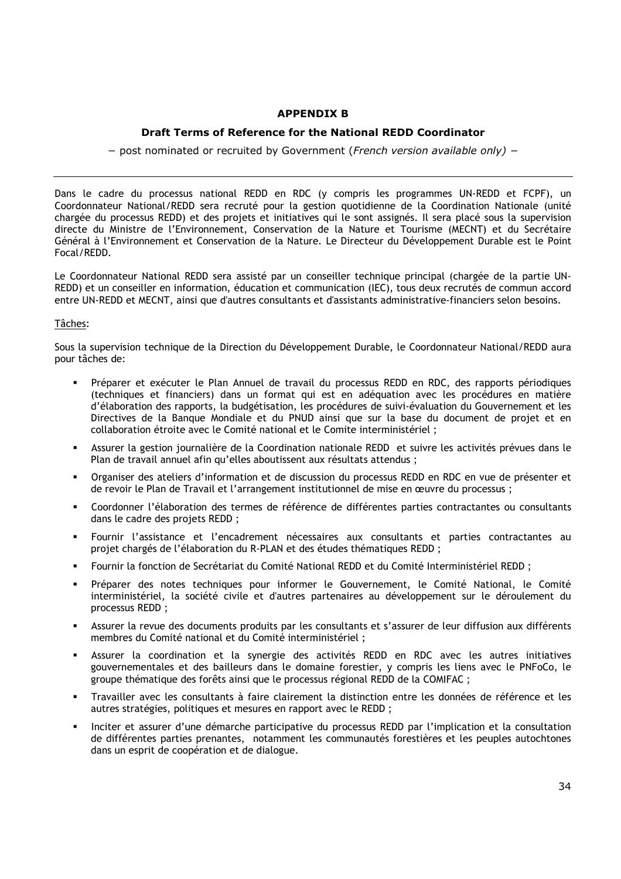**APPENDIX B**

**Draft Terms of Reference for the National REDD Coordinator**

− post nominated or recruited by Government (*French version available only)* −

---

Dans le cadre du processus national REDD en RDC (y compris les programmes UN-REDD et FCPF), un Coordonnateur National/REDD sera recruté pour la gestion quotidienne de la Coordination Nationale (unité chargée du processus REDD) et des projets et initiatives qui le sont assignés. Il sera placé sous la supervision directe du Ministre de l'Environnement, Conservation de la Nature et Tourisme (MECNT) et du Secrétaire Général à l'Environnement et Conservation de la Nature. Le Directeur du Développement Durable est le Point Focal/REDD.

Le Coordonnateur National REDD sera assisté par un conseiller technique principal (chargée de la partie UN-REDD) et un conseiller en information, éducation et communication (IEC), tous deux recrutés de commun accord entre UN-REDD et MECNT, ainsi que d'autres consultants et d'assistants administrative-financiers selon besoins.

Tâches:

Sous la supervision technique de la Direction du Développement Durable, le Coordonnateur National/REDD aura pour tâches de:

- Préparer et exécuter le Plan Annuel de travail du processus REDD en RDC, des rapports périodiques (techniques et financiers) dans un format qui est en adéquation avec les procédures en matière d'élaboration des rapports, la budgétisation, les procédures de suivi-évaluation du Gouvernement et les Directives de la Banque Mondiale et du PNUD ainsi que sur la base du document de projet et en collaboration étroite avec le Comité national et le Comite interministériel ;
- Assurer la gestion journalière de la Coordination nationale REDD et suivre les activités prévues dans le Plan de travail annuel afin qu'elles aboutissent aux résultats attendus ;
- Organiser des ateliers d'information et de discussion du processus REDD en RDC en vue de présenter et de revoir le Plan de Travail et l'arrangement institutionnel de mise en œuvre du processus ;
- Coordonner l'élaboration des termes de référence de différentes parties contractantes ou consultants dans le cadre des projets REDD ;
- Fournir l'assistance et l'encadrement nécessaires aux consultants et parties contractantes au projet chargés de l'élaboration du R-PLAN et des études thématiques REDD ;
- Fournir la fonction de Secrétariat du Comité National REDD et du Comité Interministériel REDD ;
- Préparer des notes techniques pour informer le Gouvernement, le Comité National, le Comité interministériel, la société civile et d'autres partenaires au développement sur le déroulement du processus REDD ;
- Assurer la revue des documents produits par les consultants et s'assurer de leur diffusion aux différents membres du Comité national et du Comité interministériel ;
- Assurer la coordination et la synergie des activités REDD en RDC avec les autres initiatives gouvernementales et des bailleurs dans le domaine forestier, y compris les liens avec le PNFoCo, le groupe thématique des forêts ainsi que le processus régional REDD de la COMIFAC ;
- Travailler avec les consultants à faire clairement la distinction entre les données de référence et les autres stratégies, politiques et mesures en rapport avec le REDD ;
- Inciter et assurer d'une démarche participative du processus REDD par l'implication et la consultation de différentes parties prenantes, notamment les communautés forestières et les peuples autochtones dans un esprit de coopération et de dialogue.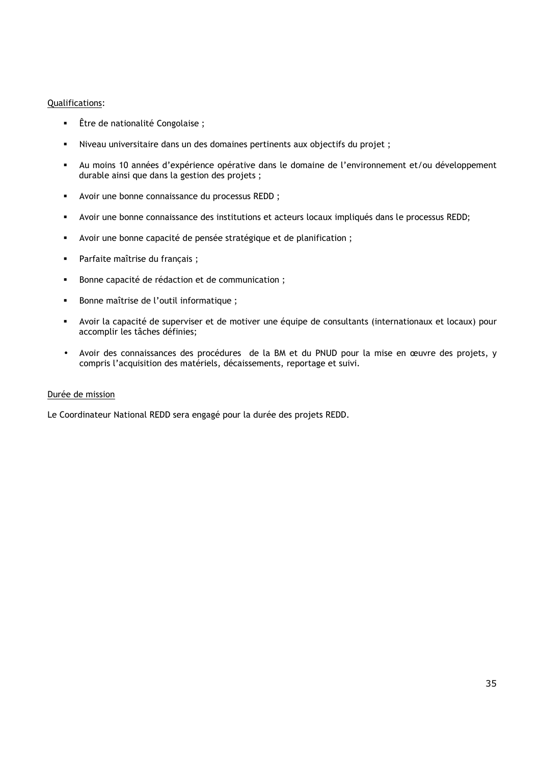<u>Qualifications</u>:

- Être de nationalité Congolaise ;
- Niveau universitaire dans un des domaines pertinents aux objectifs du projet ;
- Au moins 10 années d'expérience opérative dans le domaine de l'environnement et/ou développement durable ainsi que dans la gestion des projets ;
- Avoir une bonne connaissance du processus REDD ;
- Avoir une bonne connaissance des institutions et acteurs locaux impliqués dans le processus REDD;
- Avoir une bonne capacité de pensée stratégique et de planification ;
- Parfaite maîtrise du français ;
- Bonne capacité de rédaction et de communication ;
- Bonne maîtrise de l'outil informatique ;
- Avoir la capacité de superviser et de motiver une équipe de consultants (internationaux et locaux) pour accomplir les tâches définies;
- Avoir des connaissances des procédures de la BM et du PNUD pour la mise en œuvre des projets, y compris l'acquisition des matériels, décaissements, reportage et suivi.

<u>Durée de mission</u>

Le Coordinateur National REDD sera engagé pour la durée des projets REDD.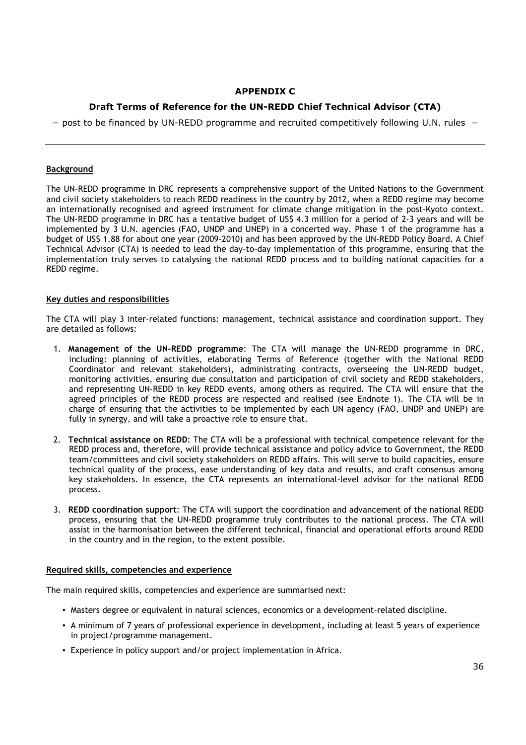## APPENDIX C

### Draft Terms of Reference for the UN-REDD Chief Technical Advisor (CTA)

– post to be financed by UN-REDD programme and recruited competitively following U.N. rules –

---

**Background**

The UN-REDD programme in DRC represents a comprehensive support of the United Nations to the Government and civil society stakeholders to reach REDD readiness in the country by 2012, when a REDD regime may become an internationally recognised and agreed instrument for climate change mitigation in the post-Kyoto context. The UN-REDD programme in DRC has a tentative budget of US$ 4.3 million for a period of 2-3 years and will be implemented by 3 U.N. agencies (FAO, UNDP and UNEP) in a concerted way. Phase 1 of the programme has a budget of US$ 1.88 for about one year (2009-2010) and has been approved by the UN-REDD Policy Board. A Chief Technical Advisor (CTA) is needed to lead the day-to-day implementation of this programme, ensuring that the implementation truly serves to catalysing the national REDD process and to building national capacities for a REDD regime.

**Key duties and responsibilities**

The CTA will play 3 inter-related functions: management, technical assistance and coordination support. They are detailed as follows:

1. **Management of the UN-REDD programme**: The CTA will manage the UN-REDD programme in DRC, including: planning of activities, elaborating Terms of Reference (together with the National REDD Coordinator and relevant stakeholders), administrating contracts, overseeing the UN-REDD budget, monitoring activities, ensuring due consultation and participation of civil society and REDD stakeholders, and representing UN-REDD in key REDD events, among others as required. The CTA will ensure that the agreed principles of the REDD process are respected and realised (see Endnote 1). The CTA will be in charge of ensuring that the activities to be implemented by each UN agency (FAO, UNDP and UNEP) are fully in synergy, and will take a proactive role to ensure that.

2. **Technical assistance on REDD**: The CTA will be a professional with technical competence relevant for the REDD process and, therefore, will provide technical assistance and policy advice to Government, the REDD team/committees and civil society stakeholders on REDD affairs. This will serve to build capacities, ensure technical quality of the process, ease understanding of key data and results, and craft consensus among key stakeholders. In essence, the CTA represents an international-level advisor for the national REDD process.

3. **REDD coordination support**: The CTA will support the coordination and advancement of the national REDD process, ensuring that the UN-REDD programme truly contributes to the national process. The CTA will assist in the harmonisation between the different technical, financial and operational efforts around REDD in the country and in the region, to the extent possible.

**Required skills, competencies and experience**

The main required skills, competencies and experience are summarised next:

- Masters degree or equivalent in natural sciences, economics or a development-related discipline.
- A minimum of 7 years of professional experience in development, including at least 5 years of experience in project/programme management.
- Experience in policy support and/or project implementation in Africa.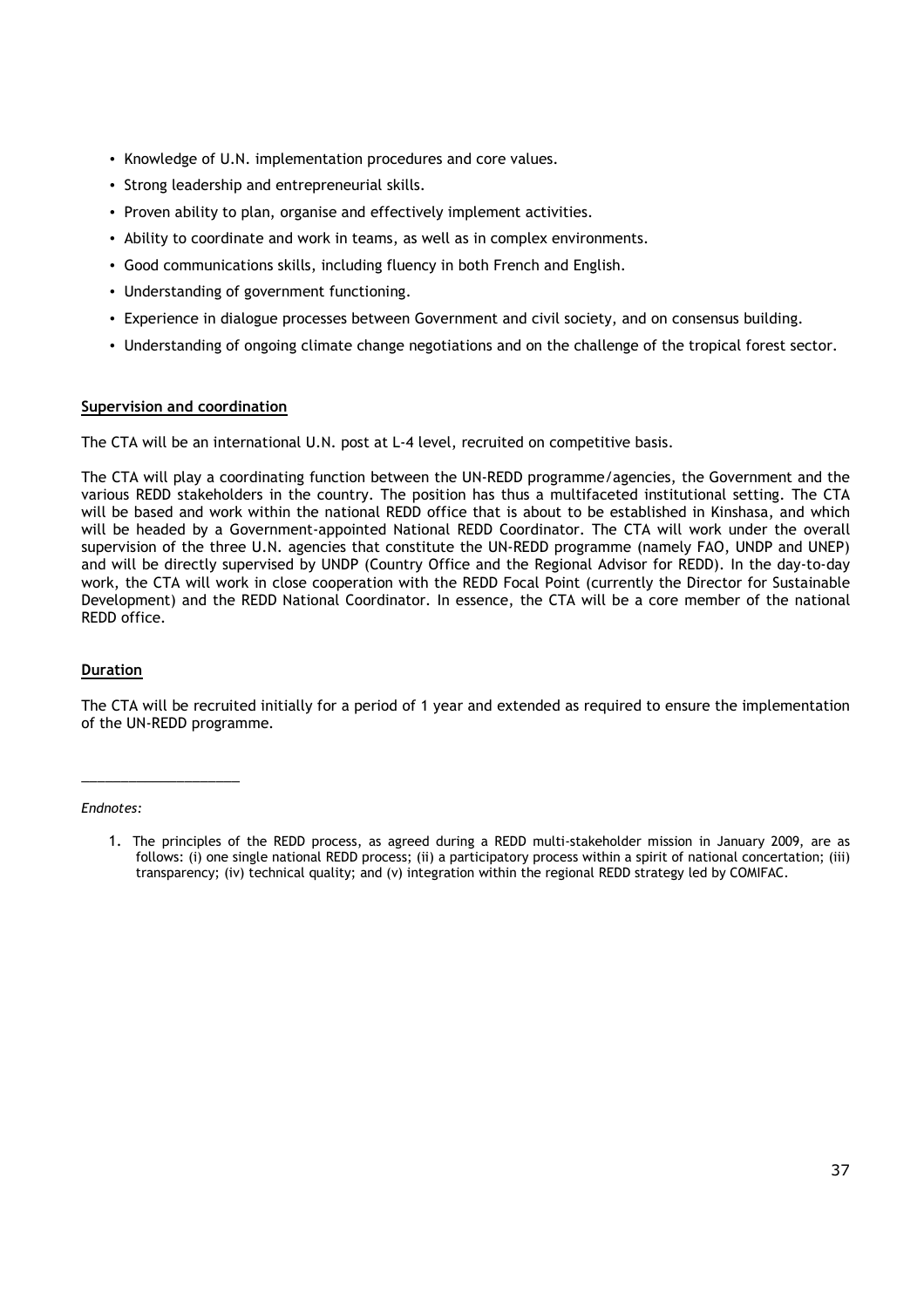- Knowledge of U.N. implementation procedures and core values.
- Strong leadership and entrepreneurial skills.
- Proven ability to plan, organise and effectively implement activities.
- Ability to coordinate and work in teams, as well as in complex environments.
- Good communications skills, including fluency in both French and English.
- Understanding of government functioning.
- Experience in dialogue processes between Government and civil society, and on consensus building.
- Understanding of ongoing climate change negotiations and on the challenge of the tropical forest sector.

**Supervision and coordination**

The CTA will be an international U.N. post at L-4 level, recruited on competitive basis.

The CTA will play a coordinating function between the UN-REDD programme/agencies, the Government and the various REDD stakeholders in the country. The position has thus a multifaceted institutional setting. The CTA will be based and work within the national REDD office that is about to be established in Kinshasa, and which will be headed by a Government-appointed National REDD Coordinator. The CTA will work under the overall supervision of the three U.N. agencies that constitute the UN-REDD programme (namely FAO, UNDP and UNEP) and will be directly supervised by UNDP (Country Office and the Regional Advisor for REDD). In the day-to-day work, the CTA will work in close cooperation with the REDD Focal Point (currently the Director for Sustainable Development) and the REDD National Coordinator. In essence, the CTA will be a core member of the national REDD office.

**Duration**

The CTA will be recruited initially for a period of 1 year and extended as required to ensure the implementation of the UN-REDD programme.

---

*Endnotes:*

1. The principles of the REDD process, as agreed during a REDD multi-stakeholder mission in January 2009, are as follows: (i) one single national REDD process; (ii) a participatory process within a spirit of national concertation; (iii) transparency; (iv) technical quality; and (v) integration within the regional REDD strategy led by COMIFAC.